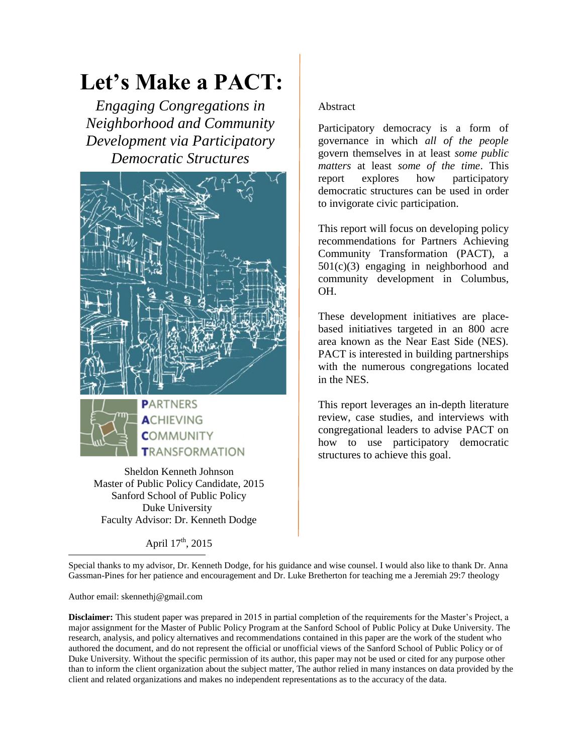# Let's Make a PACT:

## *Engaging Congregations in Neighborhood and Community Development via Participatory Democratic Structures*

**P**ARTNERS
**A**CHIEVING
**C**OMMUNITY
**T**RANSFORMATION

Sheldon Kenneth Johnson
Master of Public Policy Candidate, 2015
Sanford School of Public Policy
Duke University
Faculty Advisor: Dr. Kenneth Dodge

April 17th, 2015

Abstract

Participatory democracy is a form of governance in which *all of the people* govern themselves in at least *some public matters* at least *some of the time*. This report explores how participatory democratic structures can be used in order to invigorate civic participation.

This report will focus on developing policy recommendations for Partners Achieving Community Transformation (PACT), a 501(c)(3) engaging in neighborhood and community development in Columbus, OH.

These development initiatives are place-based initiatives targeted in an 800 acre area known as the Near East Side (NES). PACT is interested in building partnerships with the numerous congregations located in the NES.

This report leverages an in-depth literature review, case studies, and interviews with congregational leaders to advise PACT on how to use participatory democratic structures to achieve this goal.

---

Special thanks to my advisor, Dr. Kenneth Dodge, for his guidance and wise counsel. I would also like to thank Dr. Anna Gassman-Pines for her patience and encouragement and Dr. Luke Bretherton for teaching me a Jeremiah 29:7 theology

Author email: skennethj@gmail.com

**Disclaimer:** This student paper was prepared in 2015 in partial completion of the requirements for the Master's Project, a major assignment for the Master of Public Policy Program at the Sanford School of Public Policy at Duke University. The research, analysis, and policy alternatives and recommendations contained in this paper are the work of the student who authored the document, and do not represent the official or unofficial views of the Sanford School of Public Policy or of Duke University. Without the specific permission of its author, this paper may not be used or cited for any purpose other than to inform the client organization about the subject matter, The author relied in many instances on data provided by the client and related organizations and makes no independent representations as to the accuracy of the data.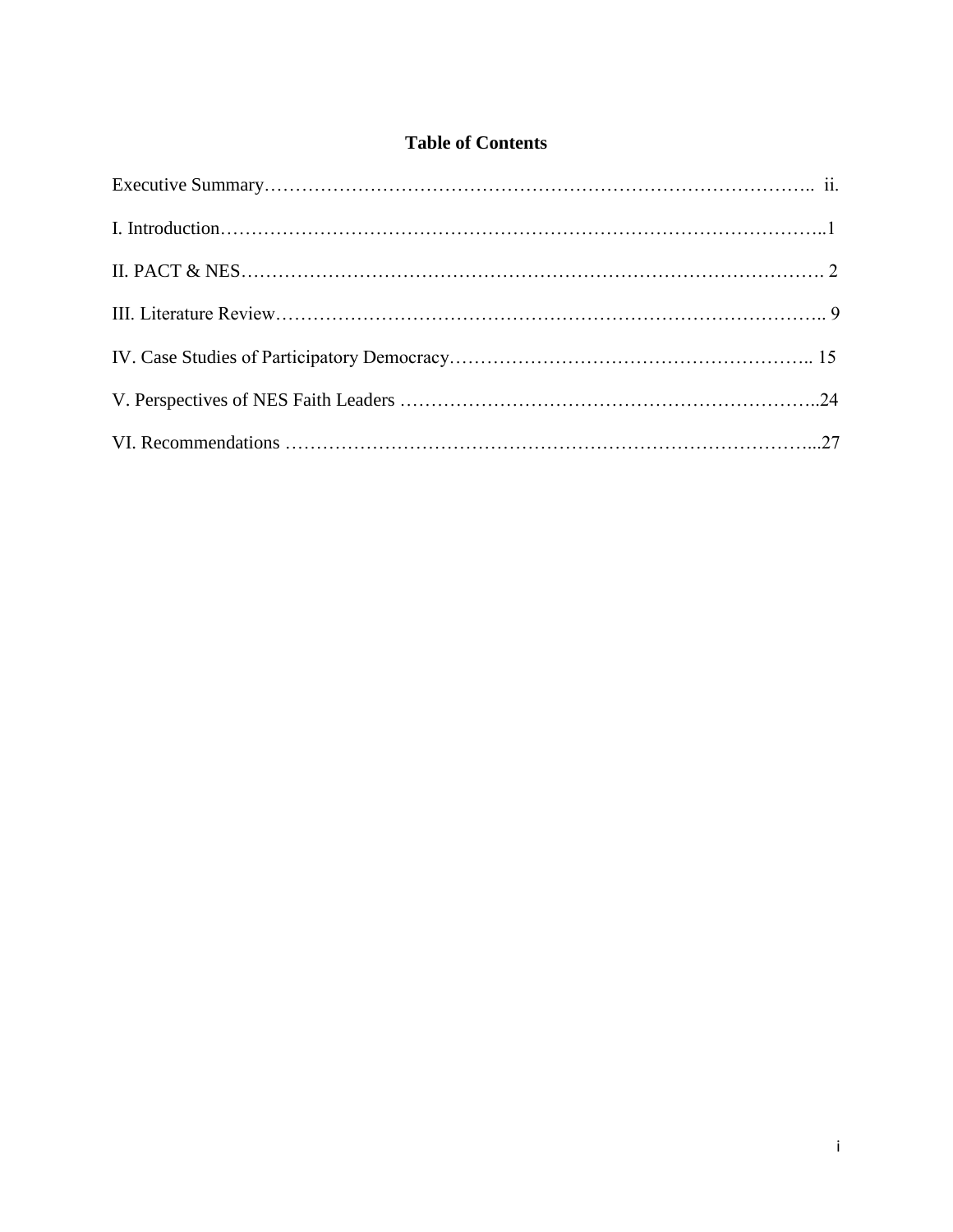# Table of Contents

Executive Summary……………………………………………………………………………….. ii.

I. Introduction…………………………………………………………………………………..1

II. PACT & NES…………………………………………………………………………………. 2

III. Literature Review…………………………………………………………………………….. 9

IV. Case Studies of Participatory Democracy………………………………………………….. 15

V. Perspectives of NES Faith Leaders ………………………………………………………….24

VI. Recommendations ……………………………………………………………………………...27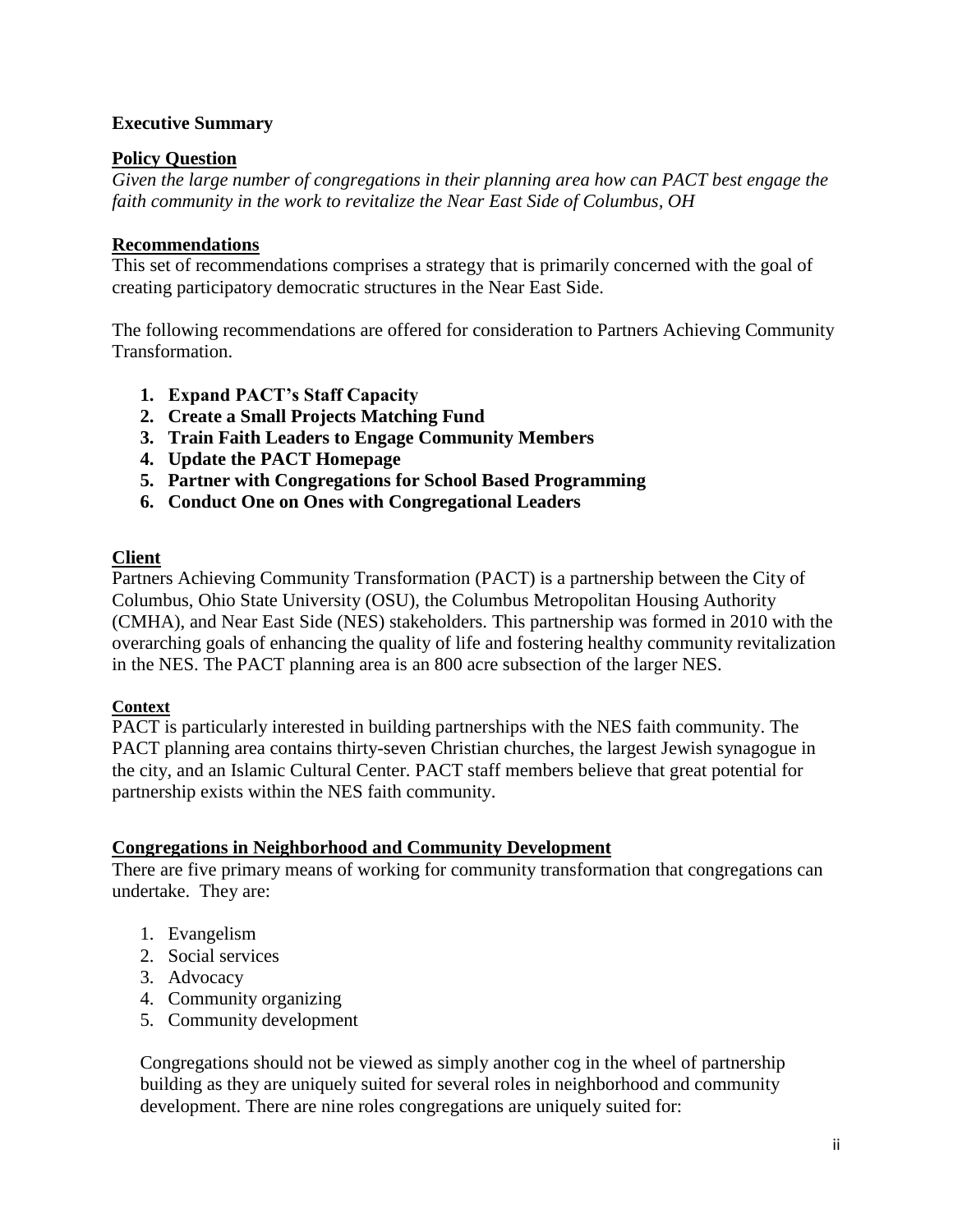**Executive Summary**

**Policy Question**

*Given the large number of congregations in their planning area how can PACT best engage the faith community in the work to revitalize the Near East Side of Columbus, OH*

**Recommendations**

This set of recommendations comprises a strategy that is primarily concerned with the goal of creating participatory democratic structures in the Near East Side.

The following recommendations are offered for consideration to Partners Achieving Community Transformation.

1. **Expand PACT's Staff Capacity**
2. **Create a Small Projects Matching Fund**
3. **Train Faith Leaders to Engage Community Members**
4. **Update the PACT Homepage**
5. **Partner with Congregations for School Based Programming**
6. **Conduct One on Ones with Congregational Leaders**

**Client**

Partners Achieving Community Transformation (PACT) is a partnership between the City of Columbus, Ohio State University (OSU), the Columbus Metropolitan Housing Authority (CMHA), and Near East Side (NES) stakeholders. This partnership was formed in 2010 with the overarching goals of enhancing the quality of life and fostering healthy community revitalization in the NES. The PACT planning area is an 800 acre subsection of the larger NES.

**Context**

PACT is particularly interested in building partnerships with the NES faith community. The PACT planning area contains thirty-seven Christian churches, the largest Jewish synagogue in the city, and an Islamic Cultural Center. PACT staff members believe that great potential for partnership exists within the NES faith community.

**Congregations in Neighborhood and Community Development**

There are five primary means of working for community transformation that congregations can undertake. They are:

1. Evangelism
2. Social services
3. Advocacy
4. Community organizing
5. Community development

Congregations should not be viewed as simply another cog in the wheel of partnership building as they are uniquely suited for several roles in neighborhood and community development. There are nine roles congregations are uniquely suited for: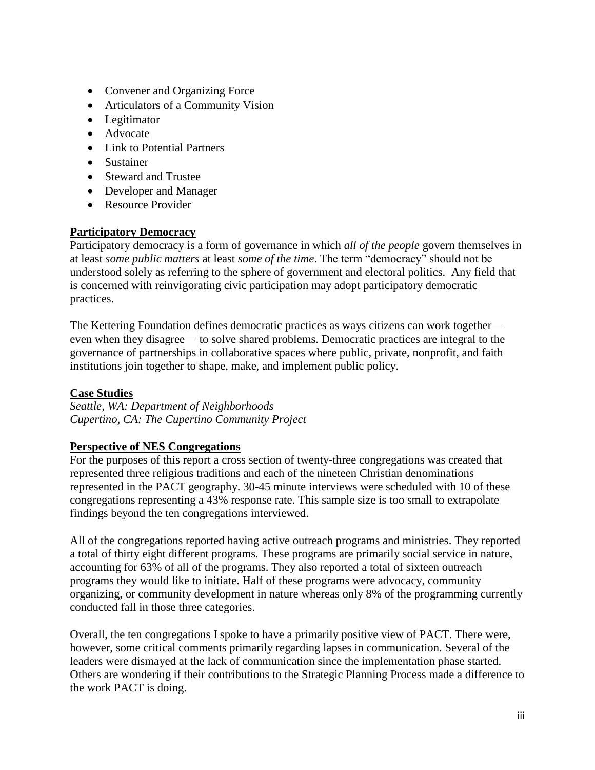- Convener and Organizing Force
- Articulators of a Community Vision
- Legitimator
- Advocate
- Link to Potential Partners
- Sustainer
- Steward and Trustee
- Developer and Manager
- Resource Provider

**Participatory Democracy**

Participatory democracy is a form of governance in which *all of the people* govern themselves in at least *some public matters* at least *some of the time*. The term "democracy" should not be understood solely as referring to the sphere of government and electoral politics. Any field that is concerned with reinvigorating civic participation may adopt participatory democratic practices.

The Kettering Foundation defines democratic practices as ways citizens can work together— even when they disagree— to solve shared problems. Democratic practices are integral to the governance of partnerships in collaborative spaces where public, private, nonprofit, and faith institutions join together to shape, make, and implement public policy.

**Case Studies**

*Seattle, WA: Department of Neighborhoods*
*Cupertino, CA: The Cupertino Community Project*

**Perspective of NES Congregations**

For the purposes of this report a cross section of twenty-three congregations was created that represented three religious traditions and each of the nineteen Christian denominations represented in the PACT geography. 30-45 minute interviews were scheduled with 10 of these congregations representing a 43% response rate. This sample size is too small to extrapolate findings beyond the ten congregations interviewed.

All of the congregations reported having active outreach programs and ministries. They reported a total of thirty eight different programs. These programs are primarily social service in nature, accounting for 63% of all of the programs. They also reported a total of sixteen outreach programs they would like to initiate. Half of these programs were advocacy, community organizing, or community development in nature whereas only 8% of the programming currently conducted fall in those three categories.

Overall, the ten congregations I spoke to have a primarily positive view of PACT. There were, however, some critical comments primarily regarding lapses in communication. Several of the leaders were dismayed at the lack of communication since the implementation phase started. Others are wondering if their contributions to the Strategic Planning Process made a difference to the work PACT is doing.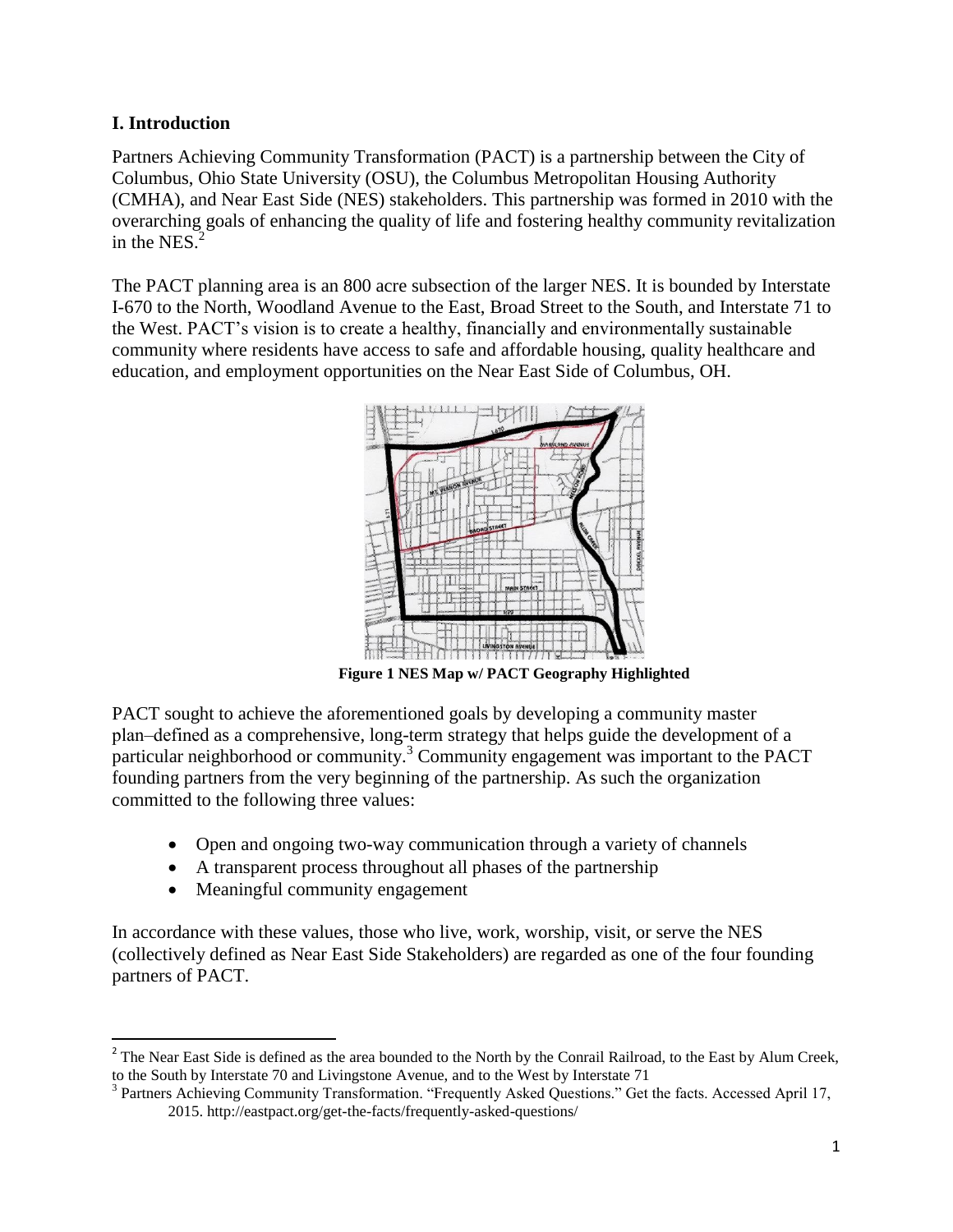## I. Introduction

Partners Achieving Community Transformation (PACT) is a partnership between the City of Columbus, Ohio State University (OSU), the Columbus Metropolitan Housing Authority (CMHA), and Near East Side (NES) stakeholders. This partnership was formed in 2010 with the overarching goals of enhancing the quality of life and fostering healthy community revitalization in the NES.[2]

The PACT planning area is an 800 acre subsection of the larger NES. It is bounded by Interstate I-670 to the North, Woodland Avenue to the East, Broad Street to the South, and Interstate 71 to the West. PACT's vision is to create a healthy, financially and environmentally sustainable community where residents have access to safe and affordable housing, quality healthcare and education, and employment opportunities on the Near East Side of Columbus, OH.

**Figure 1 NES Map w/ PACT Geography Highlighted**

PACT sought to achieve the aforementioned goals by developing a community master plan–defined as a comprehensive, long-term strategy that helps guide the development of a particular neighborhood or community.[3] Community engagement was important to the PACT founding partners from the very beginning of the partnership. As such the organization committed to the following three values:

- Open and ongoing two-way communication through a variety of channels
- A transparent process throughout all phases of the partnership
- Meaningful community engagement

In accordance with these values, those who live, work, worship, visit, or serve the NES (collectively defined as Near East Side Stakeholders) are regarded as one of the four founding partners of PACT.

---

[2] The Near East Side is defined as the area bounded to the North by the Conrail Railroad, to the East by Alum Creek, to the South by Interstate 70 and Livingstone Avenue, and to the West by Interstate 71

[3] Partners Achieving Community Transformation. "Frequently Asked Questions." Get the facts. Accessed April 17, 2015. http://eastpact.org/get-the-facts/frequently-asked-questions/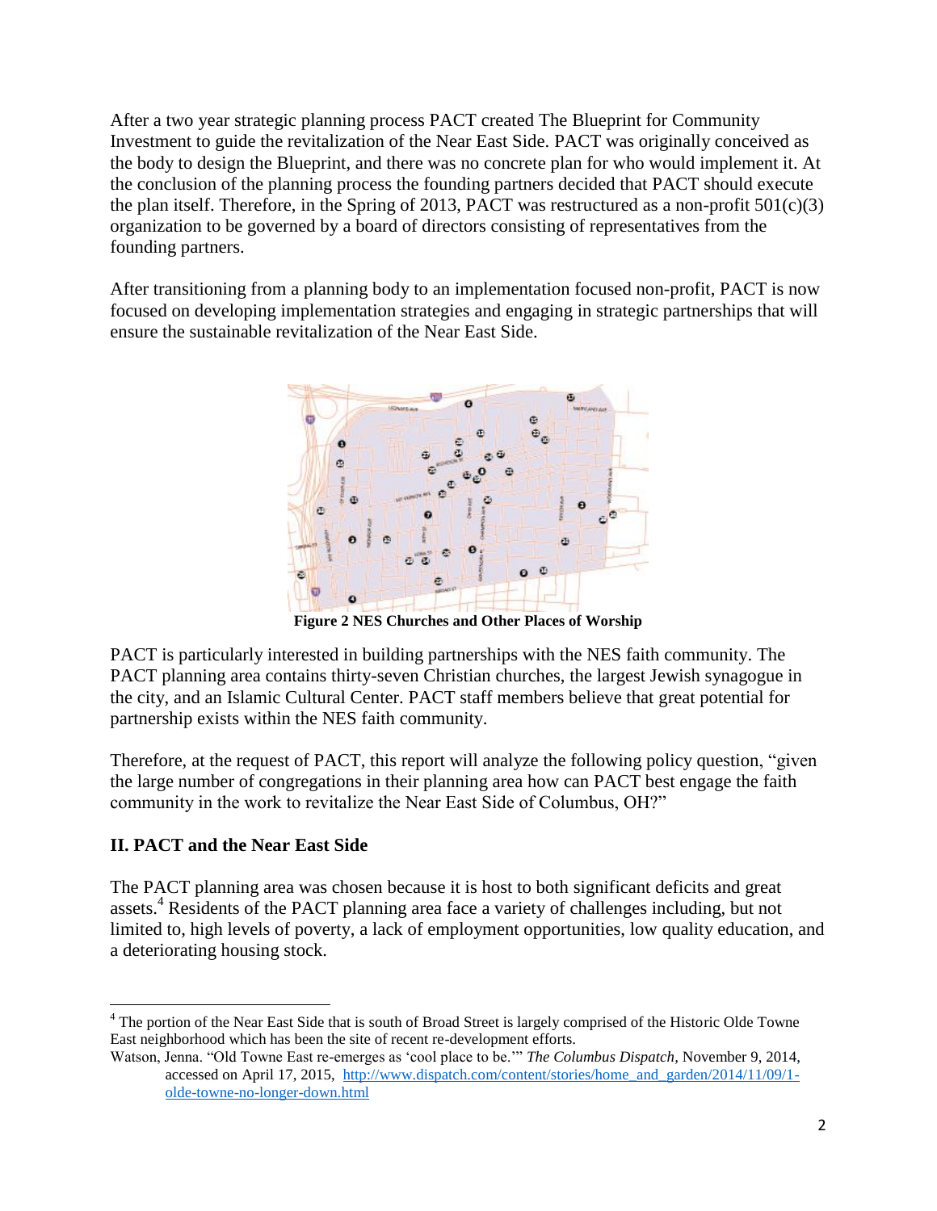After a two year strategic planning process PACT created The Blueprint for Community Investment to guide the revitalization of the Near East Side. PACT was originally conceived as the body to design the Blueprint, and there was no concrete plan for who would implement it. At the conclusion of the planning process the founding partners decided that PACT should execute the plan itself. Therefore, in the Spring of 2013, PACT was restructured as a non-profit 501(c)(3) organization to be governed by a board of directors consisting of representatives from the founding partners.

After transitioning from a planning body to an implementation focused non-profit, PACT is now focused on developing implementation strategies and engaging in strategic partnerships that will ensure the sustainable revitalization of the Near East Side.

**Figure 2 NES Churches and Other Places of Worship**

PACT is particularly interested in building partnerships with the NES faith community. The PACT planning area contains thirty-seven Christian churches, the largest Jewish synagogue in the city, and an Islamic Cultural Center. PACT staff members believe that great potential for partnership exists within the NES faith community.

Therefore, at the request of PACT, this report will analyze the following policy question, "given the large number of congregations in their planning area how can PACT best engage the faith community in the work to revitalize the Near East Side of Columbus, OH?"

## II. PACT and the Near East Side

The PACT planning area was chosen because it is host to both significant deficits and great assets.[4] Residents of the PACT planning area face a variety of challenges including, but not limited to, high levels of poverty, a lack of employment opportunities, low quality education, and a deteriorating housing stock.

---

[4] The portion of the Near East Side that is south of Broad Street is largely comprised of the Historic Olde Towne East neighborhood which has been the site of recent re-development efforts.

Watson, Jenna. "Old Towne East re-emerges as 'cool place to be.'" *The Columbus Dispatch*, November 9, 2014, accessed on April 17, 2015, http://www.dispatch.com/content/stories/home_and_garden/2014/11/09/1-olde-towne-no-longer-down.html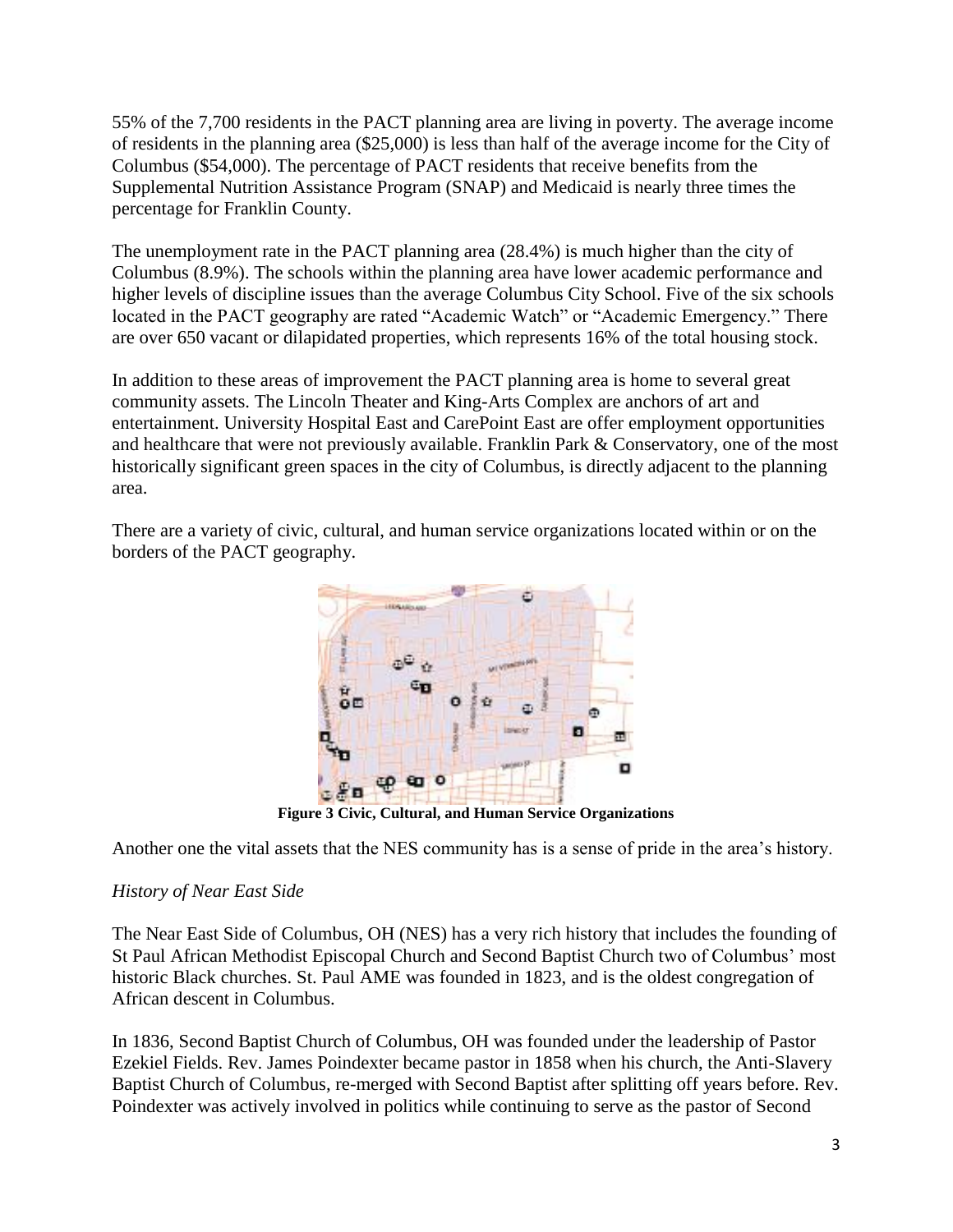55% of the 7,700 residents in the PACT planning area are living in poverty. The average income of residents in the planning area ($25,000) is less than half of the average income for the City of Columbus ($54,000). The percentage of PACT residents that receive benefits from the Supplemental Nutrition Assistance Program (SNAP) and Medicaid is nearly three times the percentage for Franklin County.

The unemployment rate in the PACT planning area (28.4%) is much higher than the city of Columbus (8.9%). The schools within the planning area have lower academic performance and higher levels of discipline issues than the average Columbus City School. Five of the six schools located in the PACT geography are rated "Academic Watch" or "Academic Emergency." There are over 650 vacant or dilapidated properties, which represents 16% of the total housing stock.

In addition to these areas of improvement the PACT planning area is home to several great community assets. The Lincoln Theater and King-Arts Complex are anchors of art and entertainment. University Hospital East and CarePoint East are offer employment opportunities and healthcare that were not previously available. Franklin Park & Conservatory, one of the most historically significant green spaces in the city of Columbus, is directly adjacent to the planning area.

There are a variety of civic, cultural, and human service organizations located within or on the borders of the PACT geography.

**Figure 3 Civic, Cultural, and Human Service Organizations**

Another one the vital assets that the NES community has is a sense of pride in the area's history.

*History of Near East Side*

The Near East Side of Columbus, OH (NES) has a very rich history that includes the founding of St Paul African Methodist Episcopal Church and Second Baptist Church two of Columbus' most historic Black churches. St. Paul AME was founded in 1823, and is the oldest congregation of African descent in Columbus.

In 1836, Second Baptist Church of Columbus, OH was founded under the leadership of Pastor Ezekiel Fields. Rev. James Poindexter became pastor in 1858 when his church, the Anti-Slavery Baptist Church of Columbus, re-merged with Second Baptist after splitting off years before. Rev. Poindexter was actively involved in politics while continuing to serve as the pastor of Second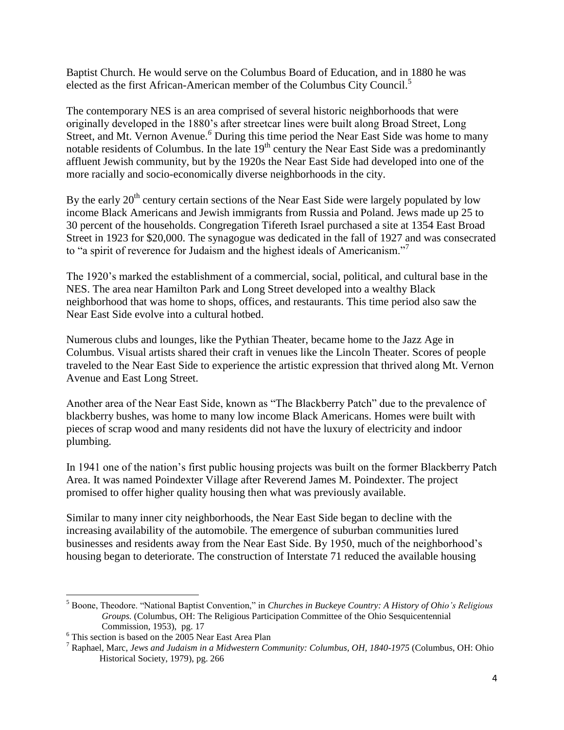Baptist Church. He would serve on the Columbus Board of Education, and in 1880 he was elected as the first African-American member of the Columbus City Council.[5]

The contemporary NES is an area comprised of several historic neighborhoods that were originally developed in the 1880's after streetcar lines were built along Broad Street, Long Street, and Mt. Vernon Avenue.[6] During this time period the Near East Side was home to many notable residents of Columbus. In the late 19th century the Near East Side was a predominantly affluent Jewish community, but by the 1920s the Near East Side had developed into one of the more racially and socio-economically diverse neighborhoods in the city.

By the early 20th century certain sections of the Near East Side were largely populated by low income Black Americans and Jewish immigrants from Russia and Poland. Jews made up 25 to 30 percent of the households. Congregation Tifereth Israel purchased a site at 1354 East Broad Street in 1923 for $20,000. The synagogue was dedicated in the fall of 1927 and was consecrated to "a spirit of reverence for Judaism and the highest ideals of Americanism."[7]

The 1920's marked the establishment of a commercial, social, political, and cultural base in the NES. The area near Hamilton Park and Long Street developed into a wealthy Black neighborhood that was home to shops, offices, and restaurants. This time period also saw the Near East Side evolve into a cultural hotbed.

Numerous clubs and lounges, like the Pythian Theater, became home to the Jazz Age in Columbus. Visual artists shared their craft in venues like the Lincoln Theater. Scores of people traveled to the Near East Side to experience the artistic expression that thrived along Mt. Vernon Avenue and East Long Street.

Another area of the Near East Side, known as "The Blackberry Patch" due to the prevalence of blackberry bushes, was home to many low income Black Americans. Homes were built with pieces of scrap wood and many residents did not have the luxury of electricity and indoor plumbing.

In 1941 one of the nation's first public housing projects was built on the former Blackberry Patch Area. It was named Poindexter Village after Reverend James M. Poindexter. The project promised to offer higher quality housing then what was previously available.

Similar to many inner city neighborhoods, the Near East Side began to decline with the increasing availability of the automobile. The emergence of suburban communities lured businesses and residents away from the Near East Side. By 1950, much of the neighborhood's housing began to deteriorate. The construction of Interstate 71 reduced the available housing

---

[5] Boone, Theodore. "National Baptist Convention," in *Churches in Buckeye Country: A History of Ohio's Religious Groups.* (Columbus, OH: The Religious Participation Committee of the Ohio Sesquicentennial Commission, 1953), pg. 17

[6] This section is based on the 2005 Near East Area Plan

[7] Raphael, Marc, *Jews and Judaism in a Midwestern Community: Columbus, OH, 1840-1975* (Columbus, OH: Ohio Historical Society, 1979), pg. 266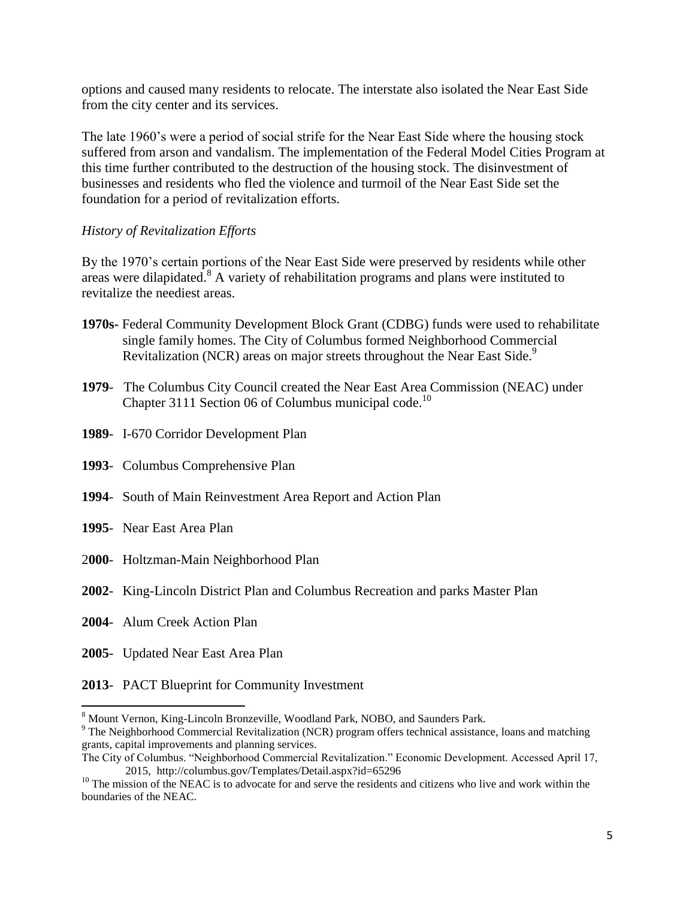options and caused many residents to relocate. The interstate also isolated the Near East Side from the city center and its services.

The late 1960's were a period of social strife for the Near East Side where the housing stock suffered from arson and vandalism. The implementation of the Federal Model Cities Program at this time further contributed to the destruction of the housing stock. The disinvestment of businesses and residents who fled the violence and turmoil of the Near East Side set the foundation for a period of revitalization efforts.

*History of Revitalization Efforts*

By the 1970's certain portions of the Near East Side were preserved by residents while other areas were dilapidated.[8] A variety of rehabilitation programs and plans were instituted to revitalize the neediest areas.

**1970s-** Federal Community Development Block Grant (CDBG) funds were used to rehabilitate single family homes. The City of Columbus formed Neighborhood Commercial Revitalization (NCR) areas on major streets throughout the Near East Side.[9]

**1979**- The Columbus City Council created the Near East Area Commission (NEAC) under Chapter 3111 Section 06 of Columbus municipal code.[10]

**1989**- I-670 Corridor Development Plan

**1993**- Columbus Comprehensive Plan

**1994**- South of Main Reinvestment Area Report and Action Plan

**1995**- Near East Area Plan

2**000**- Holtzman-Main Neighborhood Plan

**2002**- King-Lincoln District Plan and Columbus Recreation and parks Master Plan

**2004**- Alum Creek Action Plan

**2005**- Updated Near East Area Plan

**2013**- PACT Blueprint for Community Investment

---

[8] Mount Vernon, King-Lincoln Bronzeville, Woodland Park, NOBO, and Saunders Park.

[9] The Neighborhood Commercial Revitalization (NCR) program offers technical assistance, loans and matching grants, capital improvements and planning services.

The City of Columbus. "Neighborhood Commercial Revitalization." Economic Development. Accessed April 17, 2015, http://columbus.gov/Templates/Detail.aspx?id=65296

[10] The mission of the NEAC is to advocate for and serve the residents and citizens who live and work within the boundaries of the NEAC.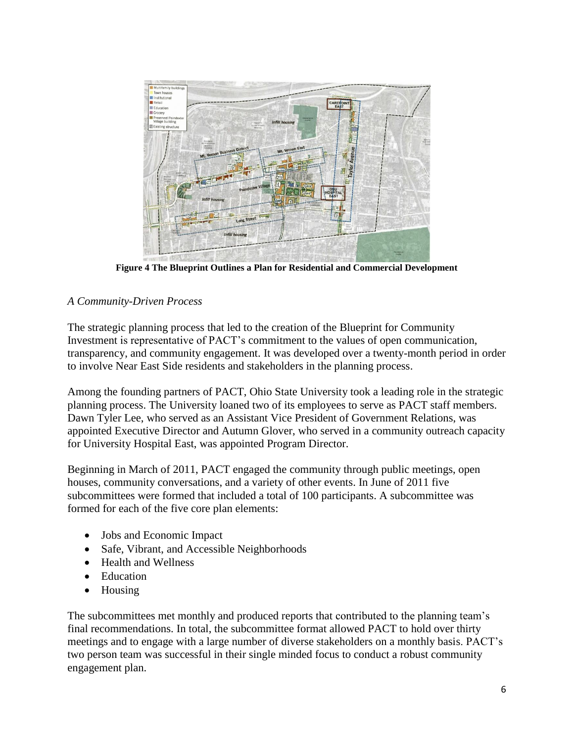**Figure 4 The Blueprint Outlines a Plan for Residential and Commercial Development**

*A Community-Driven Process*

The strategic planning process that led to the creation of the Blueprint for Community Investment is representative of PACT's commitment to the values of open communication, transparency, and community engagement. It was developed over a twenty-month period in order to involve Near East Side residents and stakeholders in the planning process.

Among the founding partners of PACT, Ohio State University took a leading role in the strategic planning process. The University loaned two of its employees to serve as PACT staff members. Dawn Tyler Lee, who served as an Assistant Vice President of Government Relations, was appointed Executive Director and Autumn Glover, who served in a community outreach capacity for University Hospital East, was appointed Program Director.

Beginning in March of 2011, PACT engaged the community through public meetings, open houses, community conversations, and a variety of other events. In June of 2011 five subcommittees were formed that included a total of 100 participants. A subcommittee was formed for each of the five core plan elements:

- Jobs and Economic Impact
- Safe, Vibrant, and Accessible Neighborhoods
- Health and Wellness
- Education
- Housing

The subcommittees met monthly and produced reports that contributed to the planning team's final recommendations. In total, the subcommittee format allowed PACT to hold over thirty meetings and to engage with a large number of diverse stakeholders on a monthly basis. PACT's two person team was successful in their single minded focus to conduct a robust community engagement plan.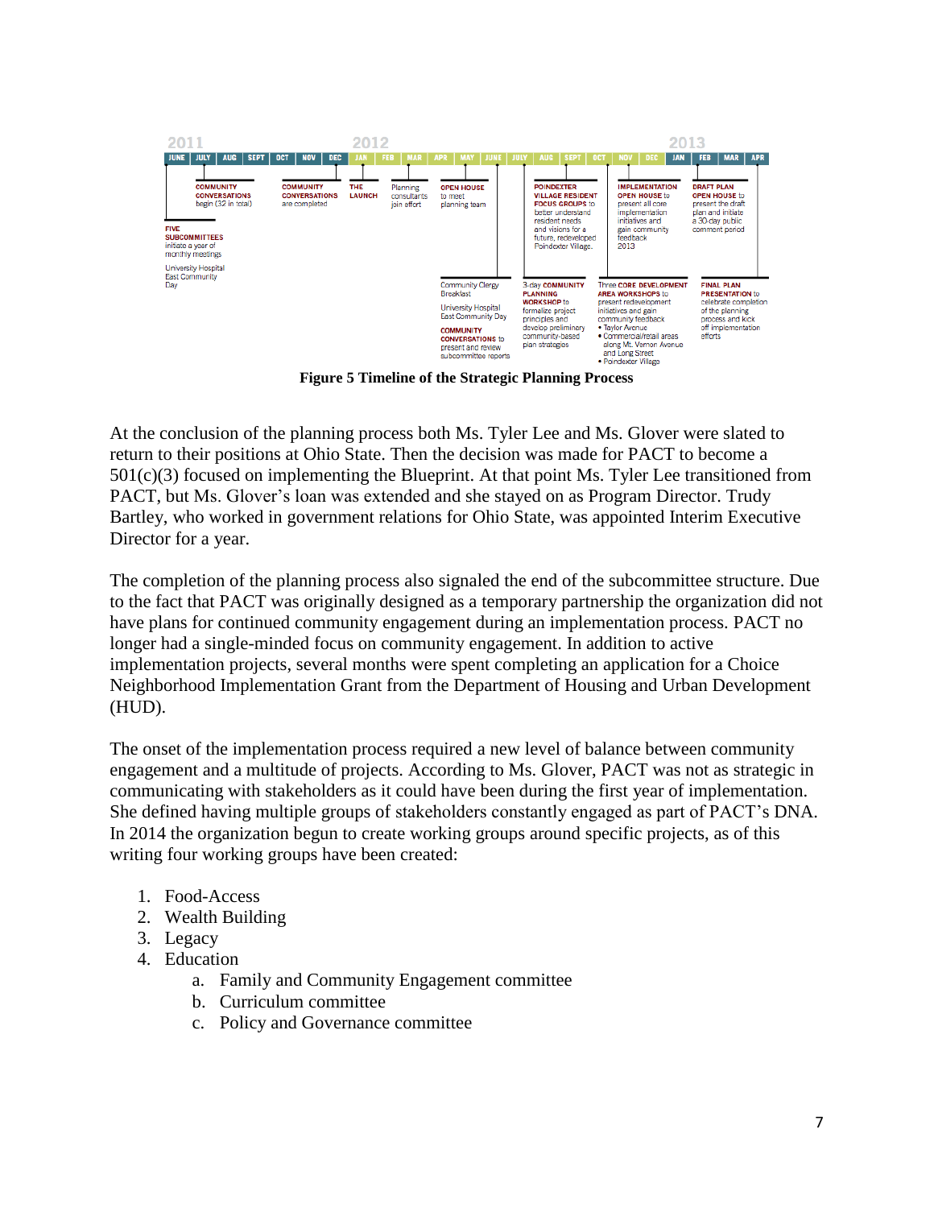**Figure 5 Timeline of the Strategic Planning Process**

At the conclusion of the planning process both Ms. Tyler Lee and Ms. Glover were slated to return to their positions at Ohio State. Then the decision was made for PACT to become a 501(c)(3) focused on implementing the Blueprint. At that point Ms. Tyler Lee transitioned from PACT, but Ms. Glover's loan was extended and she stayed on as Program Director. Trudy Bartley, who worked in government relations for Ohio State, was appointed Interim Executive Director for a year.

The completion of the planning process also signaled the end of the subcommittee structure. Due to the fact that PACT was originally designed as a temporary partnership the organization did not have plans for continued community engagement during an implementation process. PACT no longer had a single-minded focus on community engagement. In addition to active implementation projects, several months were spent completing an application for a Choice Neighborhood Implementation Grant from the Department of Housing and Urban Development (HUD).

The onset of the implementation process required a new level of balance between community engagement and a multitude of projects. According to Ms. Glover, PACT was not as strategic in communicating with stakeholders as it could have been during the first year of implementation. She defined having multiple groups of stakeholders constantly engaged as part of PACT's DNA. In 2014 the organization begun to create working groups around specific projects, as of this writing four working groups have been created:

1. Food-Access
2. Wealth Building
3. Legacy
4. Education
    a. Family and Community Engagement committee
    b. Curriculum committee
    c. Policy and Governance committee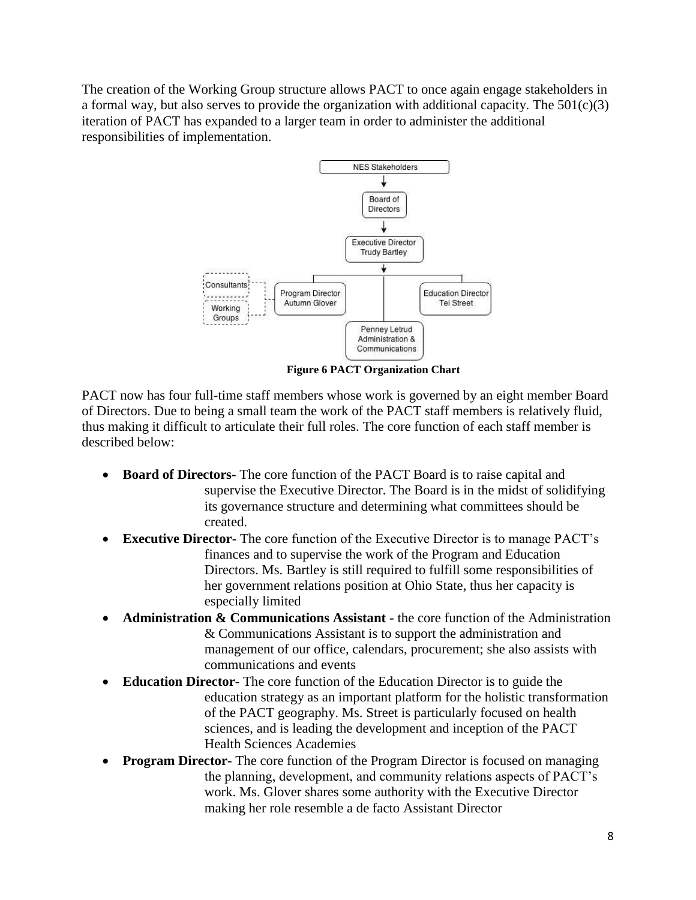The creation of the Working Group structure allows PACT to once again engage stakeholders in a formal way, but also serves to provide the organization with additional capacity. The 501(c)(3) iteration of PACT has expanded to a larger team in order to administer the additional responsibilities of implementation.

**Figure 6 PACT Organization Chart**

PACT now has four full-time staff members whose work is governed by an eight member Board of Directors. Due to being a small team the work of the PACT staff members is relatively fluid, thus making it difficult to articulate their full roles. The core function of each staff member is described below:

- **Board of Directors-** The core function of the PACT Board is to raise capital and supervise the Executive Director. The Board is in the midst of solidifying its governance structure and determining what committees should be created.
- **Executive Director-** The core function of the Executive Director is to manage PACT's finances and to supervise the work of the Program and Education Directors. Ms. Bartley is still required to fulfill some responsibilities of her government relations position at Ohio State, thus her capacity is especially limited
- **Administration & Communications Assistant -** the core function of the Administration & Communications Assistant is to support the administration and management of our office, calendars, procurement; she also assists with communications and events
- **Education Director**- The core function of the Education Director is to guide the education strategy as an important platform for the holistic transformation of the PACT geography. Ms. Street is particularly focused on health sciences, and is leading the development and inception of the PACT Health Sciences Academies
- **Program Director-** The core function of the Program Director is focused on managing the planning, development, and community relations aspects of PACT's work. Ms. Glover shares some authority with the Executive Director making her role resemble a de facto Assistant Director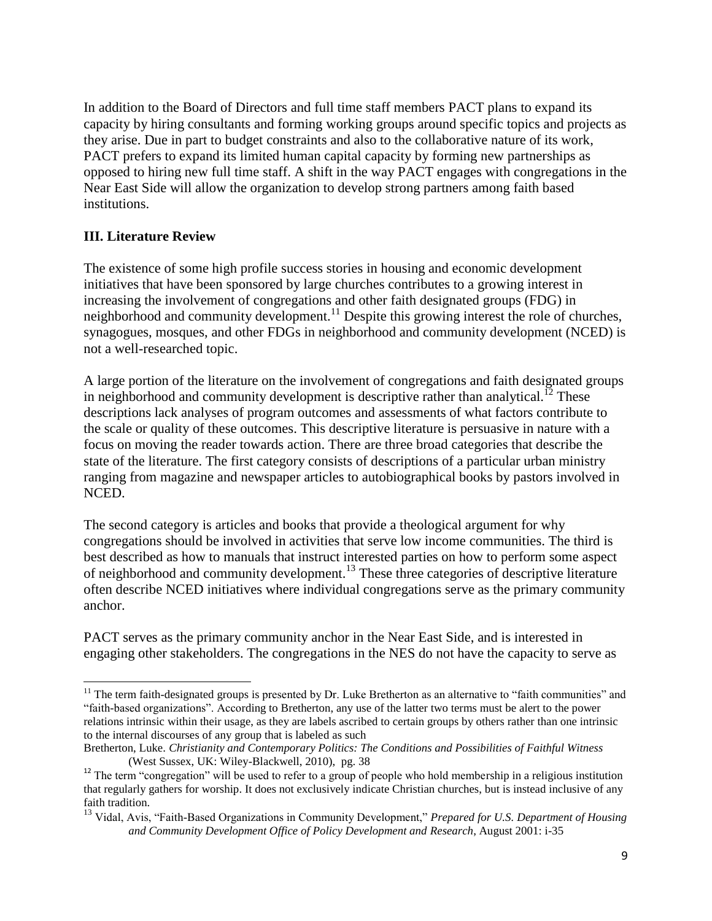In addition to the Board of Directors and full time staff members PACT plans to expand its capacity by hiring consultants and forming working groups around specific topics and projects as they arise. Due in part to budget constraints and also to the collaborative nature of its work, PACT prefers to expand its limited human capital capacity by forming new partnerships as opposed to hiring new full time staff. A shift in the way PACT engages with congregations in the Near East Side will allow the organization to develop strong partners among faith based institutions.

## III. Literature Review

The existence of some high profile success stories in housing and economic development initiatives that have been sponsored by large churches contributes to a growing interest in increasing the involvement of congregations and other faith designated groups (FDG) in neighborhood and community development.[11] Despite this growing interest the role of churches, synagogues, mosques, and other FDGs in neighborhood and community development (NCED) is not a well-researched topic.

A large portion of the literature on the involvement of congregations and faith designated groups in neighborhood and community development is descriptive rather than analytical.[12] These descriptions lack analyses of program outcomes and assessments of what factors contribute to the scale or quality of these outcomes. This descriptive literature is persuasive in nature with a focus on moving the reader towards action. There are three broad categories that describe the state of the literature. The first category consists of descriptions of a particular urban ministry ranging from magazine and newspaper articles to autobiographical books by pastors involved in NCED.

The second category is articles and books that provide a theological argument for why congregations should be involved in activities that serve low income communities. The third is best described as how to manuals that instruct interested parties on how to perform some aspect of neighborhood and community development.[13] These three categories of descriptive literature often describe NCED initiatives where individual congregations serve as the primary community anchor.

PACT serves as the primary community anchor in the Near East Side, and is interested in engaging other stakeholders. The congregations in the NES do not have the capacity to serve as

---

[11] The term faith-designated groups is presented by Dr. Luke Bretherton as an alternative to "faith communities" and "faith-based organizations". According to Bretherton, any use of the latter two terms must be alert to the power relations intrinsic within their usage, as they are labels ascribed to certain groups by others rather than one intrinsic to the internal discourses of any group that is labeled as such

Bretherton, Luke. *Christianity and Contemporary Politics: The Conditions and Possibilities of Faithful Witness* (West Sussex, UK: Wiley-Blackwell, 2010), pg. 38

[12] The term "congregation" will be used to refer to a group of people who hold membership in a religious institution that regularly gathers for worship. It does not exclusively indicate Christian churches, but is instead inclusive of any faith tradition.

[13] Vidal, Avis, "Faith-Based Organizations in Community Development," *Prepared for U.S. Department of Housing and Community Development Office of Policy Development and Research*, August 2001: i-35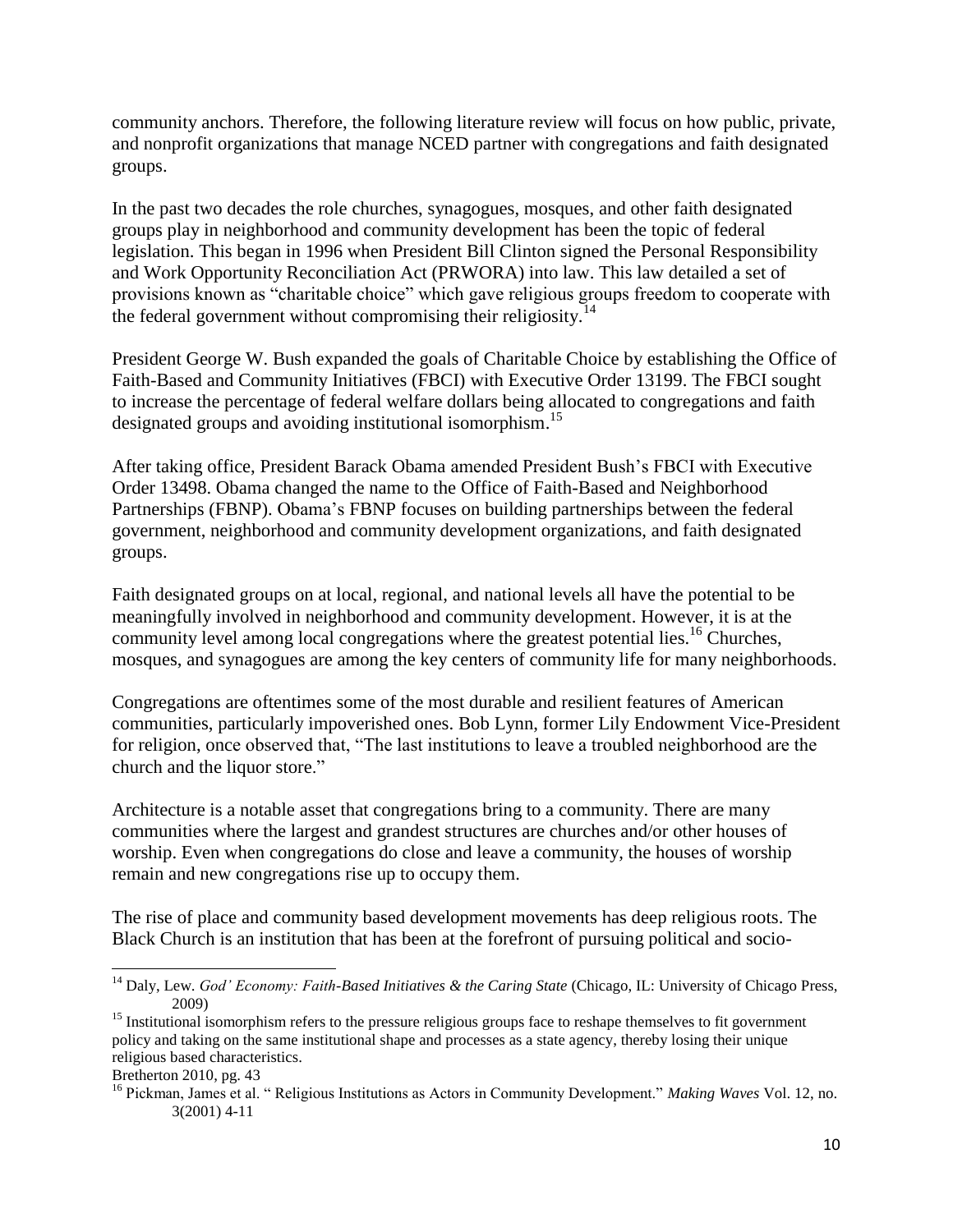community anchors. Therefore, the following literature review will focus on how public, private, and nonprofit organizations that manage NCED partner with congregations and faith designated groups.

In the past two decades the role churches, synagogues, mosques, and other faith designated groups play in neighborhood and community development has been the topic of federal legislation. This began in 1996 when President Bill Clinton signed the Personal Responsibility and Work Opportunity Reconciliation Act (PRWORA) into law. This law detailed a set of provisions known as "charitable choice" which gave religious groups freedom to cooperate with the federal government without compromising their religiosity.[14]

President George W. Bush expanded the goals of Charitable Choice by establishing the Office of Faith-Based and Community Initiatives (FBCI) with Executive Order 13199. The FBCI sought to increase the percentage of federal welfare dollars being allocated to congregations and faith designated groups and avoiding institutional isomorphism.[15]

After taking office, President Barack Obama amended President Bush's FBCI with Executive Order 13498. Obama changed the name to the Office of Faith-Based and Neighborhood Partnerships (FBNP). Obama's FBNP focuses on building partnerships between the federal government, neighborhood and community development organizations, and faith designated groups.

Faith designated groups on at local, regional, and national levels all have the potential to be meaningfully involved in neighborhood and community development. However, it is at the community level among local congregations where the greatest potential lies.[16] Churches, mosques, and synagogues are among the key centers of community life for many neighborhoods.

Congregations are oftentimes some of the most durable and resilient features of American communities, particularly impoverished ones. Bob Lynn, former Lily Endowment Vice-President for religion, once observed that, "The last institutions to leave a troubled neighborhood are the church and the liquor store."

Architecture is a notable asset that congregations bring to a community. There are many communities where the largest and grandest structures are churches and/or other houses of worship. Even when congregations do close and leave a community, the houses of worship remain and new congregations rise up to occupy them.

The rise of place and community based development movements has deep religious roots. The Black Church is an institution that has been at the forefront of pursuing political and socio-

---

[14] Daly, Lew. *God' Economy: Faith-Based Initiatives & the Caring State* (Chicago, IL: University of Chicago Press, 2009)

[15] Institutional isomorphism refers to the pressure religious groups face to reshape themselves to fit government policy and taking on the same institutional shape and processes as a state agency, thereby losing their unique religious based characteristics.
Bretherton 2010, pg. 43

[16] Pickman, James et al. " Religious Institutions as Actors in Community Development." *Making Waves* Vol. 12, no. 3(2001) 4-11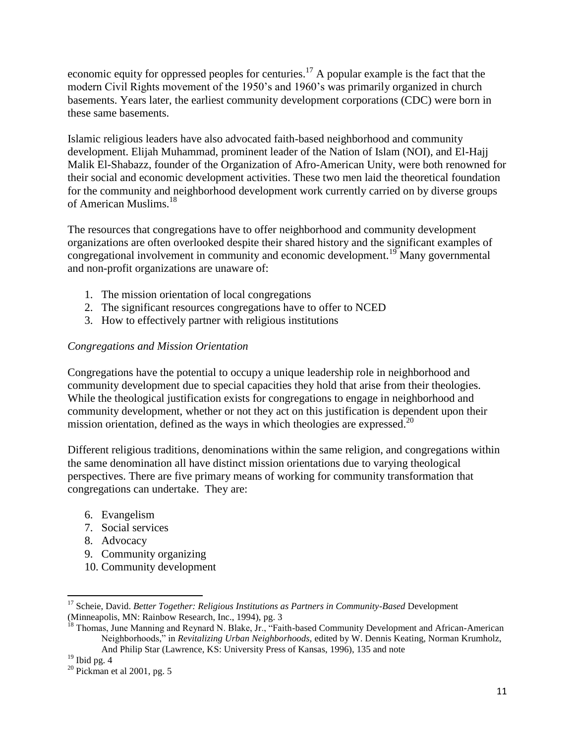economic equity for oppressed peoples for centuries.[17] A popular example is the fact that the modern Civil Rights movement of the 1950's and 1960's was primarily organized in church basements. Years later, the earliest community development corporations (CDC) were born in these same basements.

Islamic religious leaders have also advocated faith-based neighborhood and community development. Elijah Muhammad, prominent leader of the Nation of Islam (NOI), and El-Hajj Malik El-Shabazz, founder of the Organization of Afro-American Unity, were both renowned for their social and economic development activities. These two men laid the theoretical foundation for the community and neighborhood development work currently carried on by diverse groups of American Muslims.[18]

The resources that congregations have to offer neighborhood and community development organizations are often overlooked despite their shared history and the significant examples of congregational involvement in community and economic development.[19] Many governmental and non-profit organizations are unaware of:

1. The mission orientation of local congregations
2. The significant resources congregations have to offer to NCED
3. How to effectively partner with religious institutions

*Congregations and Mission Orientation*

Congregations have the potential to occupy a unique leadership role in neighborhood and community development due to special capacities they hold that arise from their theologies. While the theological justification exists for congregations to engage in neighborhood and community development, whether or not they act on this justification is dependent upon their mission orientation, defined as the ways in which theologies are expressed.[20]

Different religious traditions, denominations within the same religion, and congregations within the same denomination all have distinct mission orientations due to varying theological perspectives. There are five primary means of working for community transformation that congregations can undertake. They are:

6. Evangelism
7. Social services
8. Advocacy
9. Community organizing
10. Community development

---

[17] Scheie, David. *Better Together: Religious Institutions as Partners in Community-Based* Development (Minneapolis, MN: Rainbow Research, Inc., 1994), pg. 3

[18] Thomas, June Manning and Reynard N. Blake, Jr., "Faith-based Community Development and African-American Neighborhoods," in *Revitalizing Urban Neighborhoods,* edited by W. Dennis Keating, Norman Krumholz, And Philip Star (Lawrence, KS: University Press of Kansas, 1996), 135 and note

[19] Ibid pg. 4

[20] Pickman et al 2001, pg. 5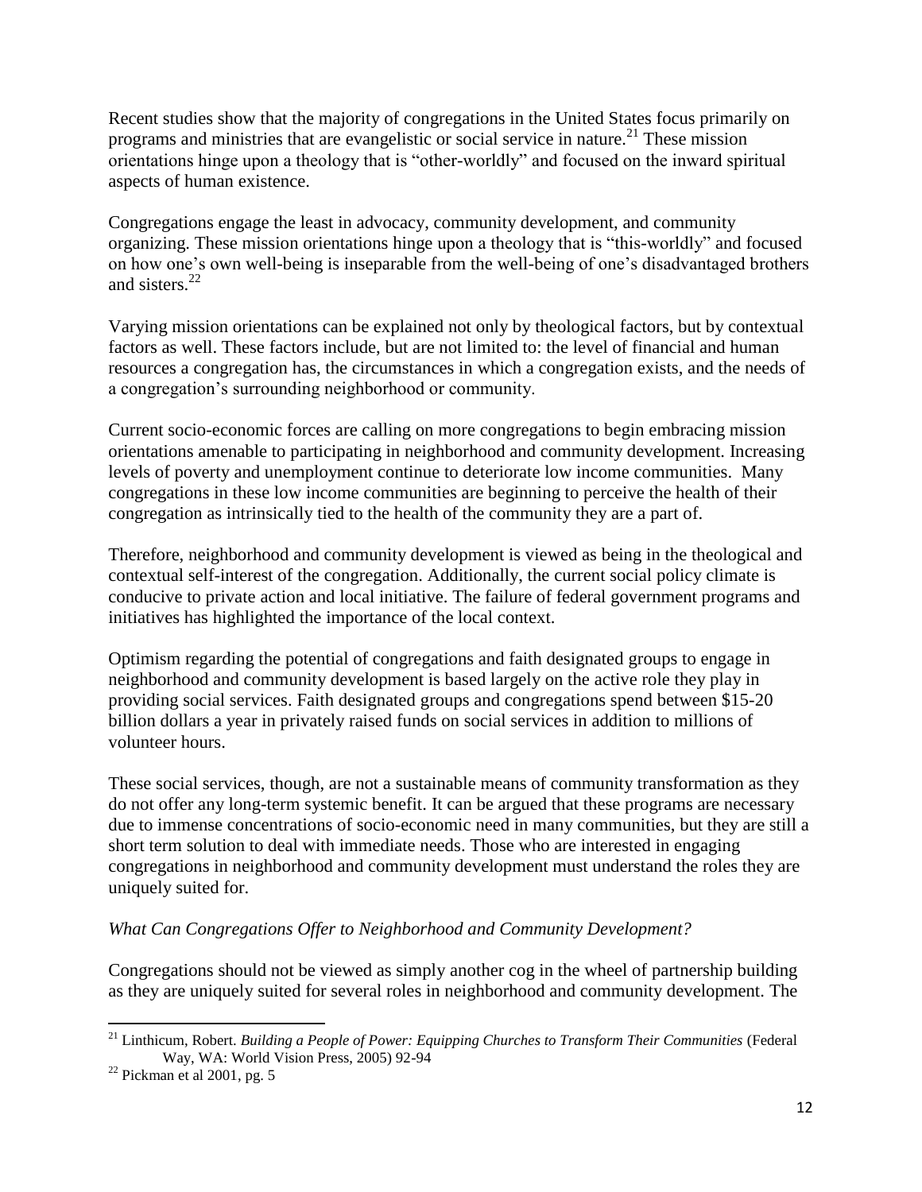Recent studies show that the majority of congregations in the United States focus primarily on programs and ministries that are evangelistic or social service in nature.[21] These mission orientations hinge upon a theology that is "other-worldly" and focused on the inward spiritual aspects of human existence.

Congregations engage the least in advocacy, community development, and community organizing. These mission orientations hinge upon a theology that is "this-worldly" and focused on how one's own well-being is inseparable from the well-being of one's disadvantaged brothers and sisters.[22]

Varying mission orientations can be explained not only by theological factors, but by contextual factors as well. These factors include, but are not limited to: the level of financial and human resources a congregation has, the circumstances in which a congregation exists, and the needs of a congregation's surrounding neighborhood or community.

Current socio-economic forces are calling on more congregations to begin embracing mission orientations amenable to participating in neighborhood and community development. Increasing levels of poverty and unemployment continue to deteriorate low income communities. Many congregations in these low income communities are beginning to perceive the health of their congregation as intrinsically tied to the health of the community they are a part of.

Therefore, neighborhood and community development is viewed as being in the theological and contextual self-interest of the congregation. Additionally, the current social policy climate is conducive to private action and local initiative. The failure of federal government programs and initiatives has highlighted the importance of the local context.

Optimism regarding the potential of congregations and faith designated groups to engage in neighborhood and community development is based largely on the active role they play in providing social services. Faith designated groups and congregations spend between $15-20 billion dollars a year in privately raised funds on social services in addition to millions of volunteer hours.

These social services, though, are not a sustainable means of community transformation as they do not offer any long-term systemic benefit. It can be argued that these programs are necessary due to immense concentrations of socio-economic need in many communities, but they are still a short term solution to deal with immediate needs. Those who are interested in engaging congregations in neighborhood and community development must understand the roles they are uniquely suited for.

*What Can Congregations Offer to Neighborhood and Community Development?*

Congregations should not be viewed as simply another cog in the wheel of partnership building as they are uniquely suited for several roles in neighborhood and community development. The

---

[21] Linthicum, Robert. *Building a People of Power: Equipping Churches to Transform Their Communities* (Federal Way, WA: World Vision Press, 2005) 92-94

[22] Pickman et al 2001, pg. 5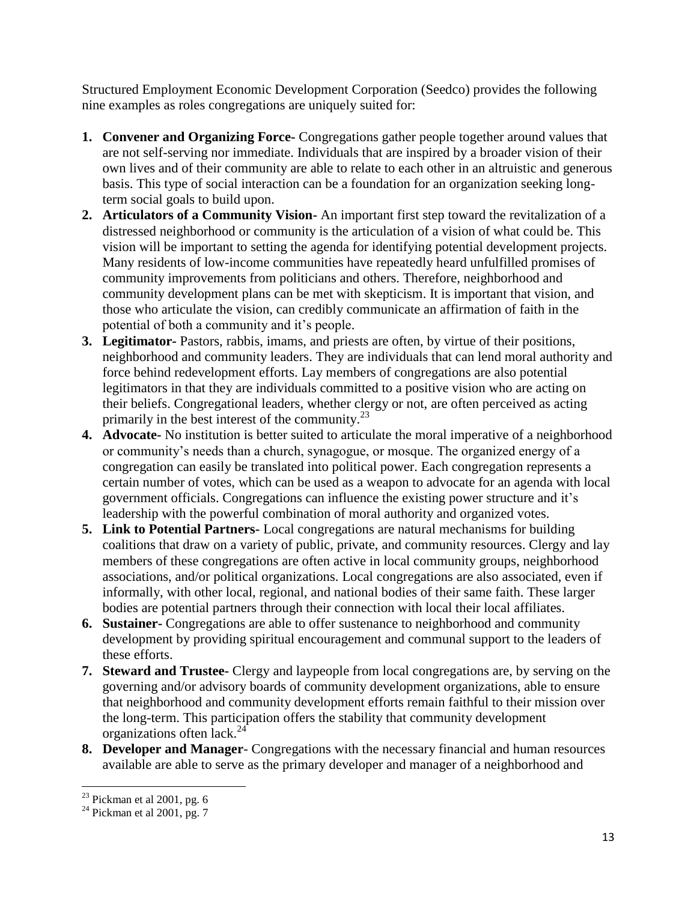Structured Employment Economic Development Corporation (Seedco) provides the following nine examples as roles congregations are uniquely suited for:

1. **Convener and Organizing Force-** Congregations gather people together around values that are not self-serving nor immediate. Individuals that are inspired by a broader vision of their own lives and of their community are able to relate to each other in an altruistic and generous basis. This type of social interaction can be a foundation for an organization seeking long-term social goals to build upon.
2. **Articulators of a Community Vision-** An important first step toward the revitalization of a distressed neighborhood or community is the articulation of a vision of what could be. This vision will be important to setting the agenda for identifying potential development projects. Many residents of low-income communities have repeatedly heard unfulfilled promises of community improvements from politicians and others. Therefore, neighborhood and community development plans can be met with skepticism. It is important that vision, and those who articulate the vision, can credibly communicate an affirmation of faith in the potential of both a community and it's people.
3. **Legitimator-** Pastors, rabbis, imams, and priests are often, by virtue of their positions, neighborhood and community leaders. They are individuals that can lend moral authority and force behind redevelopment efforts. Lay members of congregations are also potential legitimators in that they are individuals committed to a positive vision who are acting on their beliefs. Congregational leaders, whether clergy or not, are often perceived as acting primarily in the best interest of the community.[23]
4. **Advocate-** No institution is better suited to articulate the moral imperative of a neighborhood or community's needs than a church, synagogue, or mosque. The organized energy of a congregation can easily be translated into political power. Each congregation represents a certain number of votes, which can be used as a weapon to advocate for an agenda with local government officials. Congregations can influence the existing power structure and it's leadership with the powerful combination of moral authority and organized votes.
5. **Link to Potential Partners-** Local congregations are natural mechanisms for building coalitions that draw on a variety of public, private, and community resources. Clergy and lay members of these congregations are often active in local community groups, neighborhood associations, and/or political organizations. Local congregations are also associated, even if informally, with other local, regional, and national bodies of their same faith. These larger bodies are potential partners through their connection with local their local affiliates.
6. **Sustainer-** Congregations are able to offer sustenance to neighborhood and community development by providing spiritual encouragement and communal support to the leaders of these efforts.
7. **Steward and Trustee-** Clergy and laypeople from local congregations are, by serving on the governing and/or advisory boards of community development organizations, able to ensure that neighborhood and community development efforts remain faithful to their mission over the long-term. This participation offers the stability that community development organizations often lack.[24]
8. **Developer and Manager**- Congregations with the necessary financial and human resources available are able to serve as the primary developer and manager of a neighborhood and

[23] Pickman et al 2001, pg. 6

[24] Pickman et al 2001, pg. 7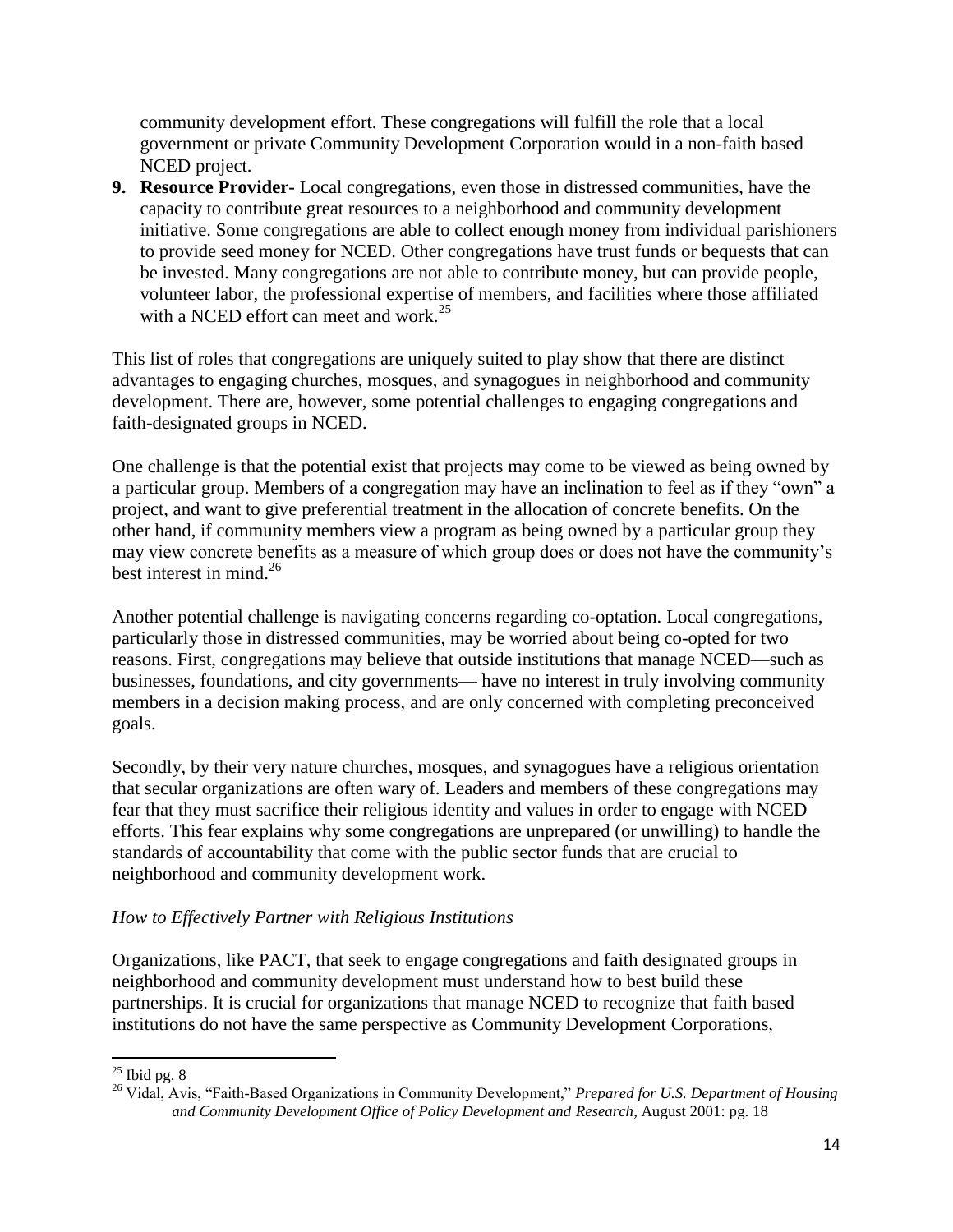community development effort. These congregations will fulfill the role that a local government or private Community Development Corporation would in a non-faith based NCED project.

9. **Resource Provider-** Local congregations, even those in distressed communities, have the capacity to contribute great resources to a neighborhood and community development initiative. Some congregations are able to collect enough money from individual parishioners to provide seed money for NCED. Other congregations have trust funds or bequests that can be invested. Many congregations are not able to contribute money, but can provide people, volunteer labor, the professional expertise of members, and facilities where those affiliated with a NCED effort can meet and work.[25]

This list of roles that congregations are uniquely suited to play show that there are distinct advantages to engaging churches, mosques, and synagogues in neighborhood and community development. There are, however, some potential challenges to engaging congregations and faith-designated groups in NCED.

One challenge is that the potential exist that projects may come to be viewed as being owned by a particular group. Members of a congregation may have an inclination to feel as if they "own" a project, and want to give preferential treatment in the allocation of concrete benefits. On the other hand, if community members view a program as being owned by a particular group they may view concrete benefits as a measure of which group does or does not have the community's best interest in mind.[26]

Another potential challenge is navigating concerns regarding co-optation. Local congregations, particularly those in distressed communities, may be worried about being co-opted for two reasons. First, congregations may believe that outside institutions that manage NCED—such as businesses, foundations, and city governments— have no interest in truly involving community members in a decision making process, and are only concerned with completing preconceived goals.

Secondly, by their very nature churches, mosques, and synagogues have a religious orientation that secular organizations are often wary of. Leaders and members of these congregations may fear that they must sacrifice their religious identity and values in order to engage with NCED efforts. This fear explains why some congregations are unprepared (or unwilling) to handle the standards of accountability that come with the public sector funds that are crucial to neighborhood and community development work.

*How to Effectively Partner with Religious Institutions*

Organizations, like PACT, that seek to engage congregations and faith designated groups in neighborhood and community development must understand how to best build these partnerships. It is crucial for organizations that manage NCED to recognize that faith based institutions do not have the same perspective as Community Development Corporations,

[25] Ibid pg. 8

[26] Vidal, Avis, "Faith-Based Organizations in Community Development," *Prepared for U.S. Department of Housing and Community Development Office of Policy Development and Research*, August 2001: pg. 18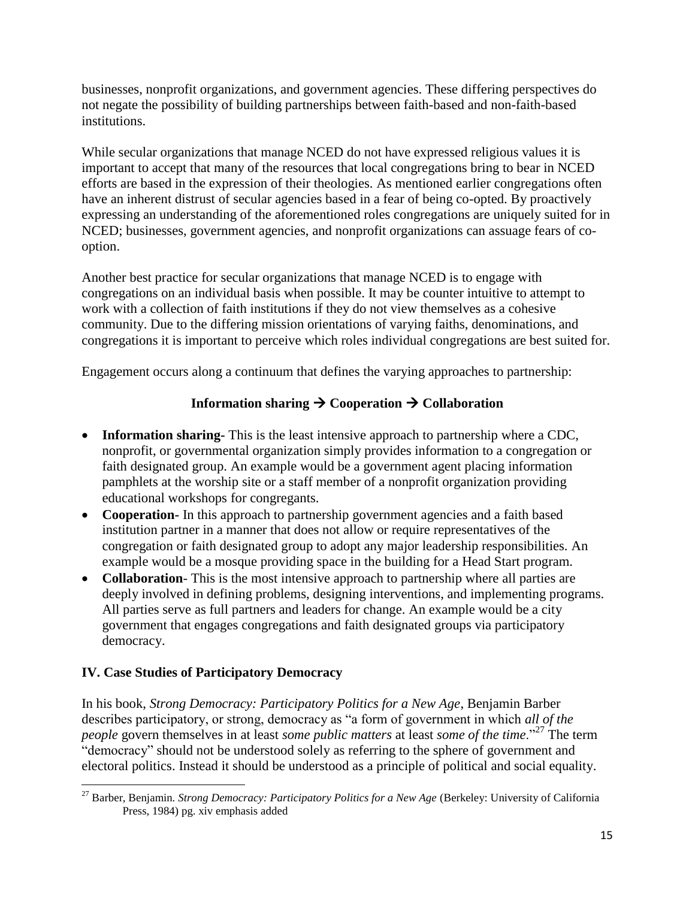businesses, nonprofit organizations, and government agencies. These differing perspectives do not negate the possibility of building partnerships between faith-based and non-faith-based institutions.

While secular organizations that manage NCED do not have expressed religious values it is important to accept that many of the resources that local congregations bring to bear in NCED efforts are based in the expression of their theologies. As mentioned earlier congregations often have an inherent distrust of secular agencies based in a fear of being co-opted. By proactively expressing an understanding of the aforementioned roles congregations are uniquely suited for in NCED; businesses, government agencies, and nonprofit organizations can assuage fears of co-option.

Another best practice for secular organizations that manage NCED is to engage with congregations on an individual basis when possible. It may be counter intuitive to attempt to work with a collection of faith institutions if they do not view themselves as a cohesive community. Due to the differing mission orientations of varying faiths, denominations, and congregations it is important to perceive which roles individual congregations are best suited for.

Engagement occurs along a continuum that defines the varying approaches to partnership:

**Information sharing → Cooperation → Collaboration**

- **Information sharing-** This is the least intensive approach to partnership where a CDC, nonprofit, or governmental organization simply provides information to a congregation or faith designated group. An example would be a government agent placing information pamphlets at the worship site or a staff member of a nonprofit organization providing educational workshops for congregants.
- **Cooperation**- In this approach to partnership government agencies and a faith based institution partner in a manner that does not allow or require representatives of the congregation or faith designated group to adopt any major leadership responsibilities. An example would be a mosque providing space in the building for a Head Start program.
- **Collaboration**- This is the most intensive approach to partnership where all parties are deeply involved in defining problems, designing interventions, and implementing programs. All parties serve as full partners and leaders for change. An example would be a city government that engages congregations and faith designated groups via participatory democracy.

## IV. Case Studies of Participatory Democracy

In his book, *Strong Democracy: Participatory Politics for a New Age*, Benjamin Barber describes participatory, or strong, democracy as "a form of government in which *all of the people* govern themselves in at least *some public matters* at least *some of the time*."[27] The term "democracy" should not be understood solely as referring to the sphere of government and electoral politics. Instead it should be understood as a principle of political and social equality.

[27] Barber, Benjamin. *Strong Democracy: Participatory Politics for a New Age* (Berkeley: University of California Press, 1984) pg. xiv emphasis added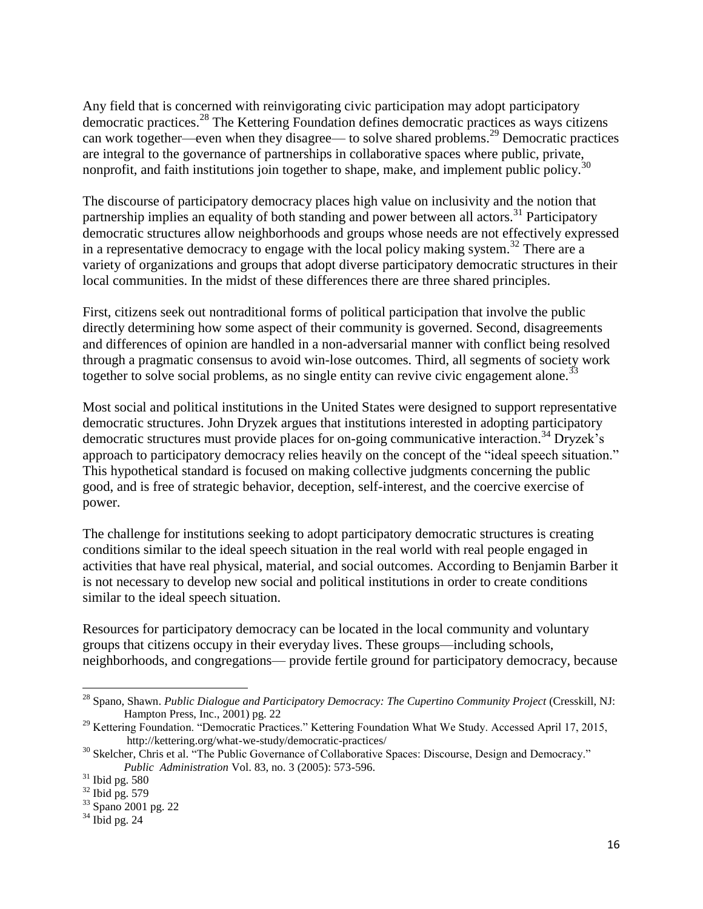Any field that is concerned with reinvigorating civic participation may adopt participatory democratic practices.[28] The Kettering Foundation defines democratic practices as ways citizens can work together—even when they disagree— to solve shared problems.[29] Democratic practices are integral to the governance of partnerships in collaborative spaces where public, private, nonprofit, and faith institutions join together to shape, make, and implement public policy.[30]

The discourse of participatory democracy places high value on inclusivity and the notion that partnership implies an equality of both standing and power between all actors.[31] Participatory democratic structures allow neighborhoods and groups whose needs are not effectively expressed in a representative democracy to engage with the local policy making system.[32] There are a variety of organizations and groups that adopt diverse participatory democratic structures in their local communities. In the midst of these differences there are three shared principles.

First, citizens seek out nontraditional forms of political participation that involve the public directly determining how some aspect of their community is governed. Second, disagreements and differences of opinion are handled in a non-adversarial manner with conflict being resolved through a pragmatic consensus to avoid win-lose outcomes. Third, all segments of society work together to solve social problems, as no single entity can revive civic engagement alone.[33]

Most social and political institutions in the United States were designed to support representative democratic structures. John Dryzek argues that institutions interested in adopting participatory democratic structures must provide places for on-going communicative interaction.[34] Dryzek's approach to participatory democracy relies heavily on the concept of the "ideal speech situation." This hypothetical standard is focused on making collective judgments concerning the public good, and is free of strategic behavior, deception, self-interest, and the coercive exercise of power.

The challenge for institutions seeking to adopt participatory democratic structures is creating conditions similar to the ideal speech situation in the real world with real people engaged in activities that have real physical, material, and social outcomes. According to Benjamin Barber it is not necessary to develop new social and political institutions in order to create conditions similar to the ideal speech situation.

Resources for participatory democracy can be located in the local community and voluntary groups that citizens occupy in their everyday lives. These groups—including schools, neighborhoods, and congregations— provide fertile ground for participatory democracy, because

---

[28] Spano, Shawn. *Public Dialogue and Participatory Democracy: The Cupertino Community Project* (Cresskill, NJ: Hampton Press, Inc., 2001) pg. 22

[29] Kettering Foundation. "Democratic Practices." Kettering Foundation What We Study. Accessed April 17, 2015, http://kettering.org/what-we-study/democratic-practices/

[30] Skelcher, Chris et al. "The Public Governance of Collaborative Spaces: Discourse, Design and Democracy." *Public Administration* Vol. 83, no. 3 (2005): 573-596.

[31] Ibid pg. 580

[32] Ibid pg. 579

[33] Spano 2001 pg. 22

[34] Ibid pg. 24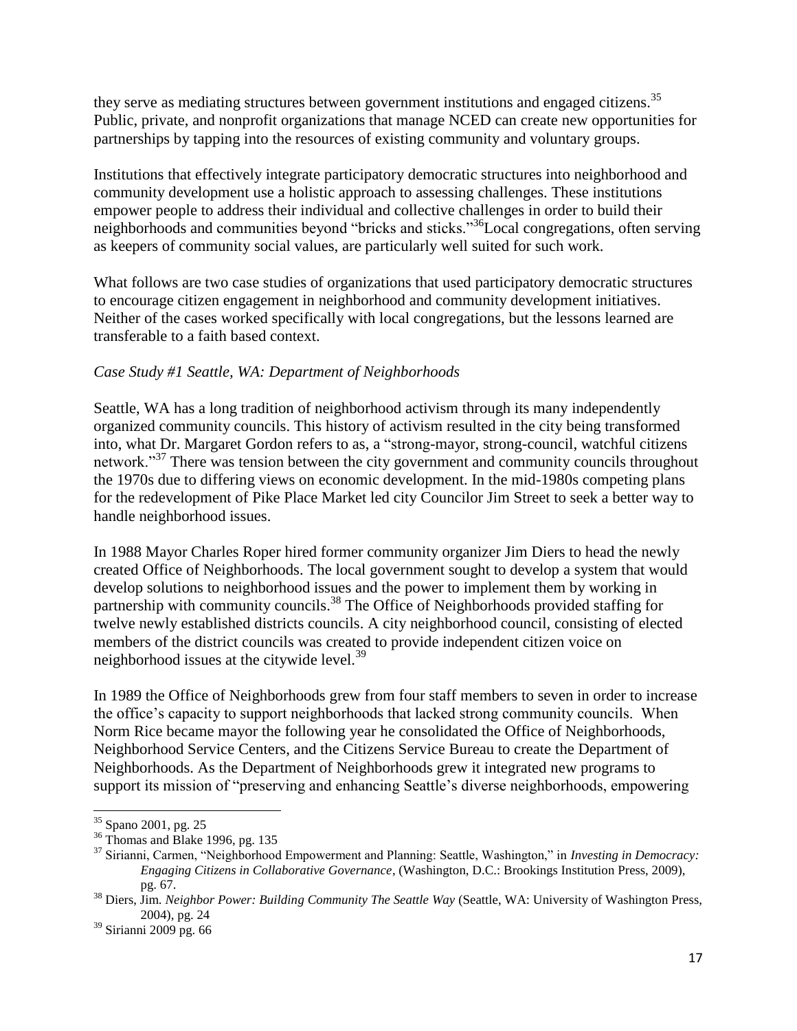they serve as mediating structures between government institutions and engaged citizens.[35] Public, private, and nonprofit organizations that manage NCED can create new opportunities for partnerships by tapping into the resources of existing community and voluntary groups.

Institutions that effectively integrate participatory democratic structures into neighborhood and community development use a holistic approach to assessing challenges. These institutions empower people to address their individual and collective challenges in order to build their neighborhoods and communities beyond "bricks and sticks."[36]Local congregations, often serving as keepers of community social values, are particularly well suited for such work.

What follows are two case studies of organizations that used participatory democratic structures to encourage citizen engagement in neighborhood and community development initiatives. Neither of the cases worked specifically with local congregations, but the lessons learned are transferable to a faith based context.

*Case Study #1 Seattle, WA: Department of Neighborhoods*

Seattle, WA has a long tradition of neighborhood activism through its many independently organized community councils. This history of activism resulted in the city being transformed into, what Dr. Margaret Gordon refers to as, a "strong-mayor, strong-council, watchful citizens network."[37] There was tension between the city government and community councils throughout the 1970s due to differing views on economic development. In the mid-1980s competing plans for the redevelopment of Pike Place Market led city Councilor Jim Street to seek a better way to handle neighborhood issues.

In 1988 Mayor Charles Roper hired former community organizer Jim Diers to head the newly created Office of Neighborhoods. The local government sought to develop a system that would develop solutions to neighborhood issues and the power to implement them by working in partnership with community councils.[38] The Office of Neighborhoods provided staffing for twelve newly established districts councils. A city neighborhood council, consisting of elected members of the district councils was created to provide independent citizen voice on neighborhood issues at the citywide level.[39]

In 1989 the Office of Neighborhoods grew from four staff members to seven in order to increase the office's capacity to support neighborhoods that lacked strong community councils. When Norm Rice became mayor the following year he consolidated the Office of Neighborhoods, Neighborhood Service Centers, and the Citizens Service Bureau to create the Department of Neighborhoods. As the Department of Neighborhoods grew it integrated new programs to support its mission of "preserving and enhancing Seattle's diverse neighborhoods, empowering

---

[35] Spano 2001, pg. 25

[36] Thomas and Blake 1996, pg. 135

[37] Sirianni, Carmen, "Neighborhood Empowerment and Planning: Seattle, Washington," in *Investing in Democracy: Engaging Citizens in Collaborative Governance*, (Washington, D.C.: Brookings Institution Press, 2009), pg. 67.

[38] Diers, Jim. *Neighbor Power: Building Community The Seattle Way* (Seattle, WA: University of Washington Press, 2004), pg. 24

[39] Sirianni 2009 pg. 66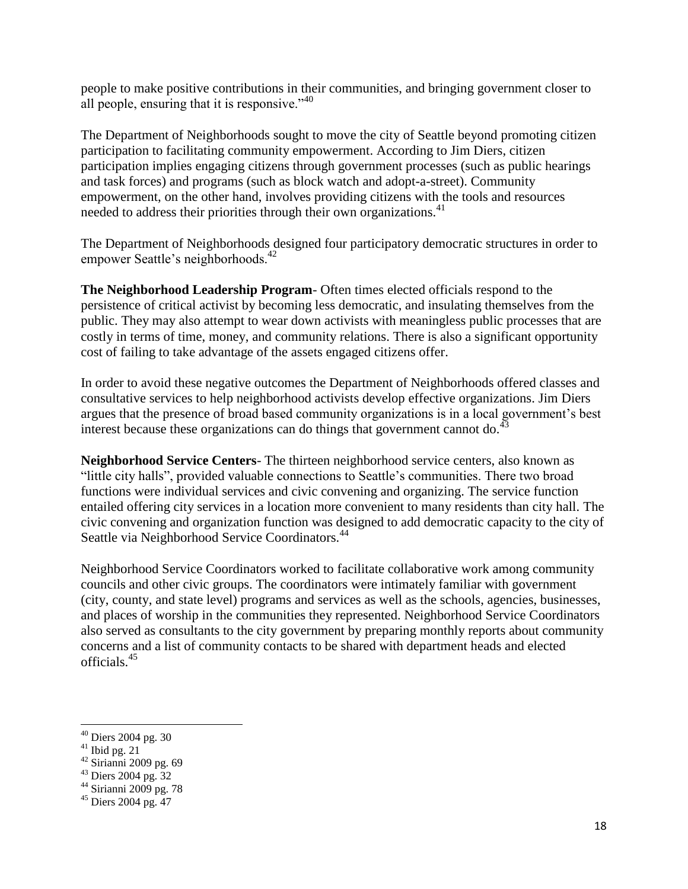people to make positive contributions in their communities, and bringing government closer to all people, ensuring that it is responsive."[40]

The Department of Neighborhoods sought to move the city of Seattle beyond promoting citizen participation to facilitating community empowerment. According to Jim Diers, citizen participation implies engaging citizens through government processes (such as public hearings and task forces) and programs (such as block watch and adopt-a-street). Community empowerment, on the other hand, involves providing citizens with the tools and resources needed to address their priorities through their own organizations.[41]

The Department of Neighborhoods designed four participatory democratic structures in order to empower Seattle's neighborhoods.[42]

**The Neighborhood Leadership Program**- Often times elected officials respond to the persistence of critical activist by becoming less democratic, and insulating themselves from the public. They may also attempt to wear down activists with meaningless public processes that are costly in terms of time, money, and community relations. There is also a significant opportunity cost of failing to take advantage of the assets engaged citizens offer.

In order to avoid these negative outcomes the Department of Neighborhoods offered classes and consultative services to help neighborhood activists develop effective organizations. Jim Diers argues that the presence of broad based community organizations is in a local government's best interest because these organizations can do things that government cannot do.[43]

**Neighborhood Service Centers**- The thirteen neighborhood service centers, also known as "little city halls", provided valuable connections to Seattle's communities. There two broad functions were individual services and civic convening and organizing. The service function entailed offering city services in a location more convenient to many residents than city hall. The civic convening and organization function was designed to add democratic capacity to the city of Seattle via Neighborhood Service Coordinators.[44]

Neighborhood Service Coordinators worked to facilitate collaborative work among community councils and other civic groups. The coordinators were intimately familiar with government (city, county, and state level) programs and services as well as the schools, agencies, businesses, and places of worship in the communities they represented. Neighborhood Service Coordinators also served as consultants to the city government by preparing monthly reports about community concerns and a list of community contacts to be shared with department heads and elected officials.[45]

---

[40] Diers 2004 pg. 30
[41] Ibid pg. 21
[42] Sirianni 2009 pg. 69
[43] Diers 2004 pg. 32
[44] Sirianni 2009 pg. 78
[45] Diers 2004 pg. 47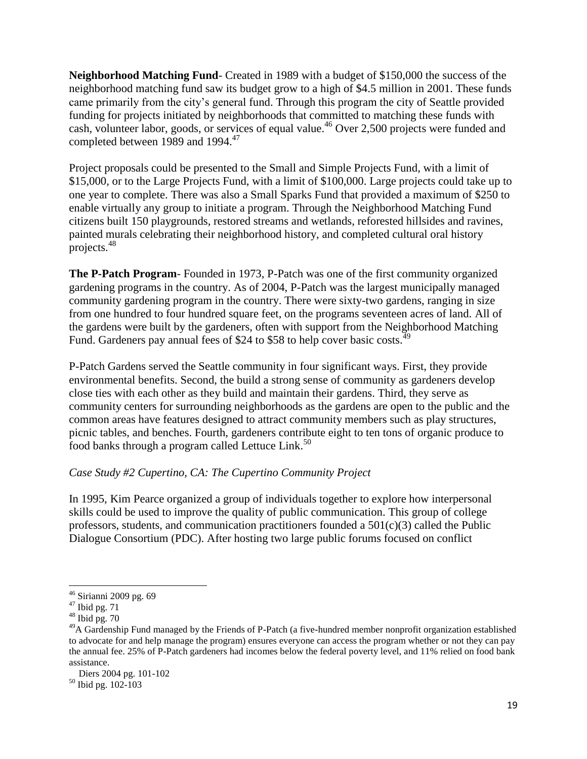**Neighborhood Matching Fund**- Created in 1989 with a budget of $150,000 the success of the neighborhood matching fund saw its budget grow to a high of $4.5 million in 2001. These funds came primarily from the city's general fund. Through this program the city of Seattle provided funding for projects initiated by neighborhoods that committed to matching these funds with cash, volunteer labor, goods, or services of equal value.[46] Over 2,500 projects were funded and completed between 1989 and 1994.[47]

Project proposals could be presented to the Small and Simple Projects Fund, with a limit of $15,000, or to the Large Projects Fund, with a limit of $100,000. Large projects could take up to one year to complete. There was also a Small Sparks Fund that provided a maximum of $250 to enable virtually any group to initiate a program. Through the Neighborhood Matching Fund citizens built 150 playgrounds, restored streams and wetlands, reforested hillsides and ravines, painted murals celebrating their neighborhood history, and completed cultural oral history projects.[48]

**The P-Patch Program**- Founded in 1973, P-Patch was one of the first community organized gardening programs in the country. As of 2004, P-Patch was the largest municipally managed community gardening program in the country. There were sixty-two gardens, ranging in size from one hundred to four hundred square feet, on the programs seventeen acres of land. All of the gardens were built by the gardeners, often with support from the Neighborhood Matching Fund. Gardeners pay annual fees of $24 to $58 to help cover basic costs.[49]

P-Patch Gardens served the Seattle community in four significant ways. First, they provide environmental benefits. Second, the build a strong sense of community as gardeners develop close ties with each other as they build and maintain their gardens. Third, they serve as community centers for surrounding neighborhoods as the gardens are open to the public and the common areas have features designed to attract community members such as play structures, picnic tables, and benches. Fourth, gardeners contribute eight to ten tons of organic produce to food banks through a program called Lettuce Link.[50]

*Case Study #2 Cupertino, CA: The Cupertino Community Project*

In 1995, Kim Pearce organized a group of individuals together to explore how interpersonal skills could be used to improve the quality of public communication. This group of college professors, students, and communication practitioners founded a 501(c)(3) called the Public Dialogue Consortium (PDC). After hosting two large public forums focused on conflict

---

[46] Sirianni 2009 pg. 69

[47] Ibid pg. 71

[48] Ibid pg. 70

[49] A Gardenship Fund managed by the Friends of P-Patch (a five-hundred member nonprofit organization established to advocate for and help manage the program) ensures everyone can access the program whether or not they can pay the annual fee. 25% of P-Patch gardeners had incomes below the federal poverty level, and 11% relied on food bank assistance.

Diers 2004 pg. 101-102

[50] Ibid pg. 102-103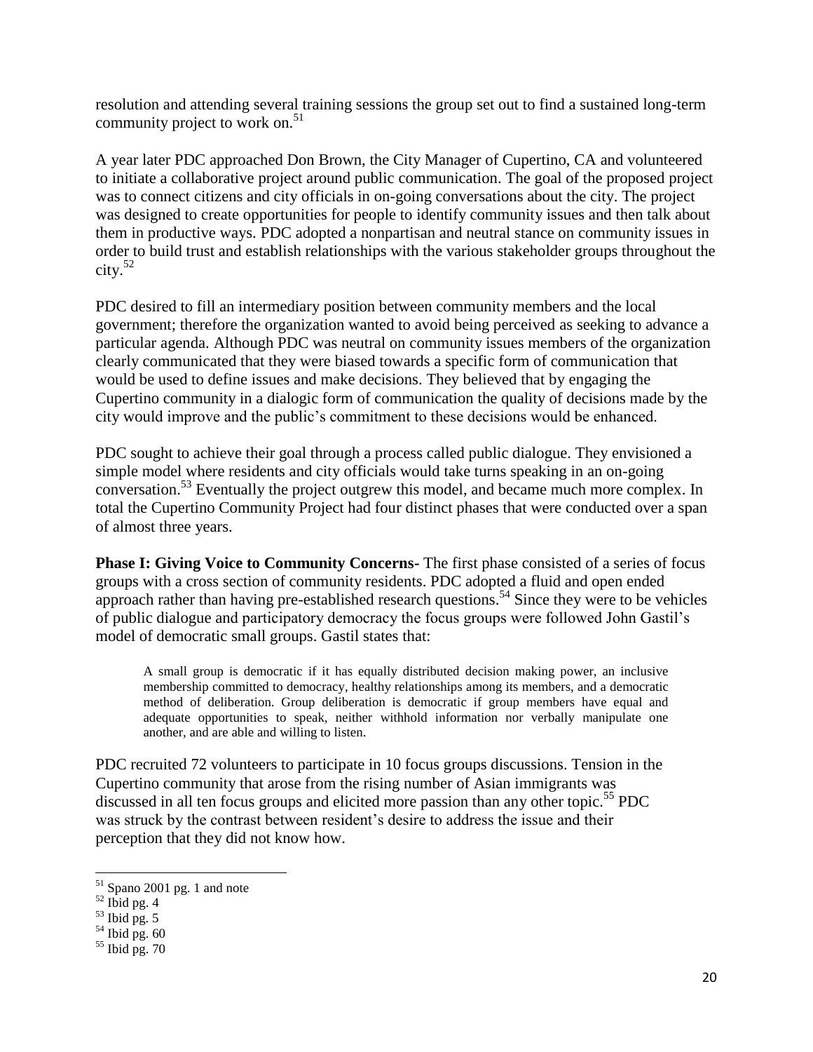resolution and attending several training sessions the group set out to find a sustained long-term community project to work on.[51]

A year later PDC approached Don Brown, the City Manager of Cupertino, CA and volunteered to initiate a collaborative project around public communication. The goal of the proposed project was to connect citizens and city officials in on-going conversations about the city. The project was designed to create opportunities for people to identify community issues and then talk about them in productive ways. PDC adopted a nonpartisan and neutral stance on community issues in order to build trust and establish relationships with the various stakeholder groups throughout the city.[52]

PDC desired to fill an intermediary position between community members and the local government; therefore the organization wanted to avoid being perceived as seeking to advance a particular agenda. Although PDC was neutral on community issues members of the organization clearly communicated that they were biased towards a specific form of communication that would be used to define issues and make decisions. They believed that by engaging the Cupertino community in a dialogic form of communication the quality of decisions made by the city would improve and the public's commitment to these decisions would be enhanced.

PDC sought to achieve their goal through a process called public dialogue. They envisioned a simple model where residents and city officials would take turns speaking in an on-going conversation.[53] Eventually the project outgrew this model, and became much more complex. In total the Cupertino Community Project had four distinct phases that were conducted over a span of almost three years.

**Phase I: Giving Voice to Community Concerns-** The first phase consisted of a series of focus groups with a cross section of community residents. PDC adopted a fluid and open ended approach rather than having pre-established research questions.[54] Since they were to be vehicles of public dialogue and participatory democracy the focus groups were followed John Gastil's model of democratic small groups. Gastil states that:

> A small group is democratic if it has equally distributed decision making power, an inclusive membership committed to democracy, healthy relationships among its members, and a democratic method of deliberation. Group deliberation is democratic if group members have equal and adequate opportunities to speak, neither withhold information nor verbally manipulate one another, and are able and willing to listen.

PDC recruited 72 volunteers to participate in 10 focus groups discussions. Tension in the Cupertino community that arose from the rising number of Asian immigrants was discussed in all ten focus groups and elicited more passion than any other topic.[55] PDC was struck by the contrast between resident's desire to address the issue and their perception that they did not know how.

---

[51] Spano 2001 pg. 1 and note

[52] Ibid pg. 4

[53] Ibid pg. 5

[54] Ibid pg. 60

[55] Ibid pg. 70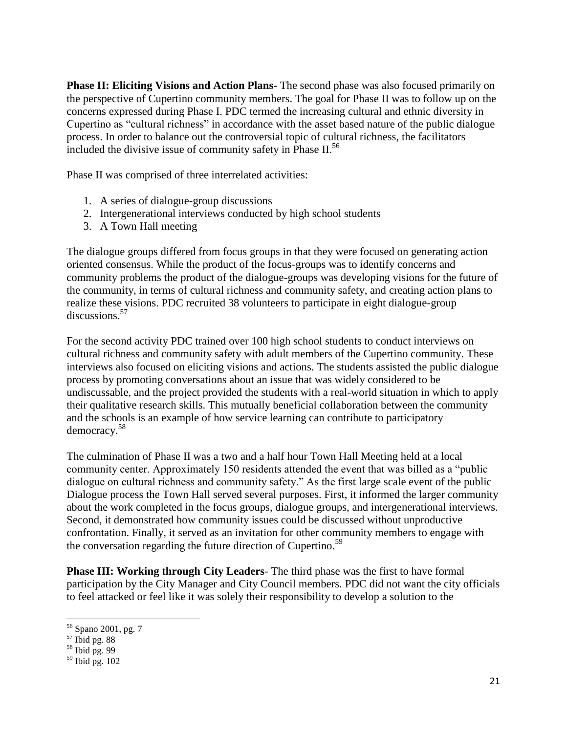**Phase II: Eliciting Visions and Action Plans-** The second phase was also focused primarily on the perspective of Cupertino community members. The goal for Phase II was to follow up on the concerns expressed during Phase I. PDC termed the increasing cultural and ethnic diversity in Cupertino as "cultural richness" in accordance with the asset based nature of the public dialogue process. In order to balance out the controversial topic of cultural richness, the facilitators included the divisive issue of community safety in Phase II.[56]

Phase II was comprised of three interrelated activities:

1. A series of dialogue-group discussions
2. Intergenerational interviews conducted by high school students
3. A Town Hall meeting

The dialogue groups differed from focus groups in that they were focused on generating action oriented consensus. While the product of the focus-groups was to identify concerns and community problems the product of the dialogue-groups was developing visions for the future of the community, in terms of cultural richness and community safety, and creating action plans to realize these visions. PDC recruited 38 volunteers to participate in eight dialogue-group discussions.[57]

For the second activity PDC trained over 100 high school students to conduct interviews on cultural richness and community safety with adult members of the Cupertino community. These interviews also focused on eliciting visions and actions. The students assisted the public dialogue process by promoting conversations about an issue that was widely considered to be undiscussable, and the project provided the students with a real-world situation in which to apply their qualitative research skills. This mutually beneficial collaboration between the community and the schools is an example of how service learning can contribute to participatory democracy.[58]

The culmination of Phase II was a two and a half hour Town Hall Meeting held at a local community center. Approximately 150 residents attended the event that was billed as a "public dialogue on cultural richness and community safety." As the first large scale event of the public Dialogue process the Town Hall served several purposes. First, it informed the larger community about the work completed in the focus groups, dialogue groups, and intergenerational interviews. Second, it demonstrated how community issues could be discussed without unproductive confrontation. Finally, it served as an invitation for other community members to engage with the conversation regarding the future direction of Cupertino.[59]

**Phase III: Working through City Leaders**- The third phase was the first to have formal participation by the City Manager and City Council members. PDC did not want the city officials to feel attacked or feel like it was solely their responsibility to develop a solution to the

[56] Spano 2001, pg. 7

[57] Ibid pg. 88

[58] Ibid pg. 99

[59] Ibid pg. 102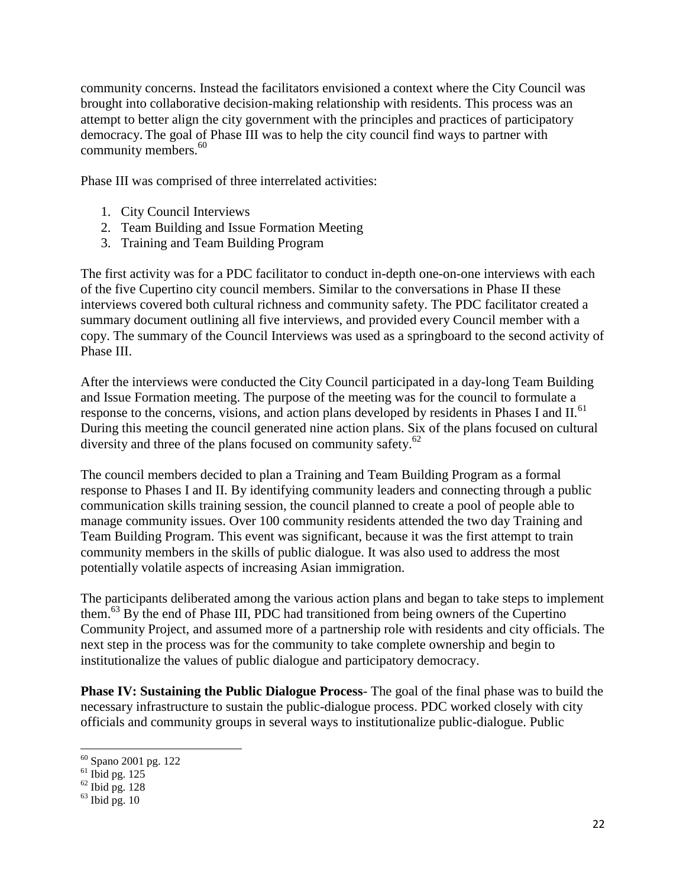community concerns. Instead the facilitators envisioned a context where the City Council was brought into collaborative decision-making relationship with residents. This process was an attempt to better align the city government with the principles and practices of participatory democracy. The goal of Phase III was to help the city council find ways to partner with community members.[60]

Phase III was comprised of three interrelated activities:

1. City Council Interviews
2. Team Building and Issue Formation Meeting
3. Training and Team Building Program

The first activity was for a PDC facilitator to conduct in-depth one-on-one interviews with each of the five Cupertino city council members. Similar to the conversations in Phase II these interviews covered both cultural richness and community safety. The PDC facilitator created a summary document outlining all five interviews, and provided every Council member with a copy. The summary of the Council Interviews was used as a springboard to the second activity of Phase III.

After the interviews were conducted the City Council participated in a day-long Team Building and Issue Formation meeting. The purpose of the meeting was for the council to formulate a response to the concerns, visions, and action plans developed by residents in Phases I and II.[61] During this meeting the council generated nine action plans. Six of the plans focused on cultural diversity and three of the plans focused on community safety.[62]

The council members decided to plan a Training and Team Building Program as a formal response to Phases I and II. By identifying community leaders and connecting through a public communication skills training session, the council planned to create a pool of people able to manage community issues. Over 100 community residents attended the two day Training and Team Building Program. This event was significant, because it was the first attempt to train community members in the skills of public dialogue. It was also used to address the most potentially volatile aspects of increasing Asian immigration.

The participants deliberated among the various action plans and began to take steps to implement them.[63] By the end of Phase III, PDC had transitioned from being owners of the Cupertino Community Project, and assumed more of a partnership role with residents and city officials. The next step in the process was for the community to take complete ownership and begin to institutionalize the values of public dialogue and participatory democracy.

**Phase IV: Sustaining the Public Dialogue Process**- The goal of the final phase was to build the necessary infrastructure to sustain the public-dialogue process. PDC worked closely with city officials and community groups in several ways to institutionalize public-dialogue. Public

---

[60] Spano 2001 pg. 122
[61] Ibid pg. 125
[62] Ibid pg. 128
[63] Ibid pg. 10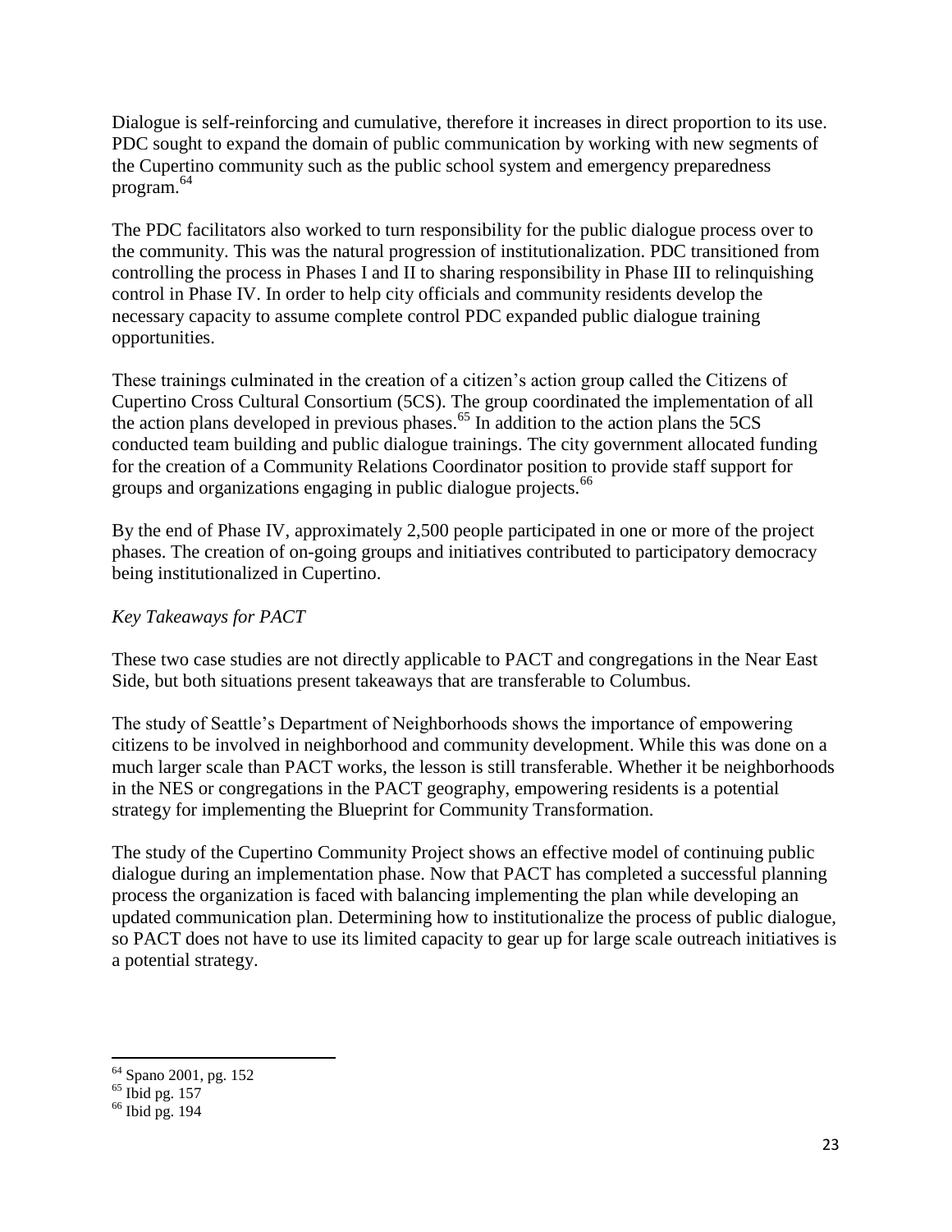Dialogue is self-reinforcing and cumulative, therefore it increases in direct proportion to its use. PDC sought to expand the domain of public communication by working with new segments of the Cupertino community such as the public school system and emergency preparedness program.[64]

The PDC facilitators also worked to turn responsibility for the public dialogue process over to the community. This was the natural progression of institutionalization. PDC transitioned from controlling the process in Phases I and II to sharing responsibility in Phase III to relinquishing control in Phase IV. In order to help city officials and community residents develop the necessary capacity to assume complete control PDC expanded public dialogue training opportunities.

These trainings culminated in the creation of a citizen's action group called the Citizens of Cupertino Cross Cultural Consortium (5CS). The group coordinated the implementation of all the action plans developed in previous phases.[65] In addition to the action plans the 5CS conducted team building and public dialogue trainings. The city government allocated funding for the creation of a Community Relations Coordinator position to provide staff support for groups and organizations engaging in public dialogue projects.[66]

By the end of Phase IV, approximately 2,500 people participated in one or more of the project phases. The creation of on-going groups and initiatives contributed to participatory democracy being institutionalized in Cupertino.

*Key Takeaways for PACT*

These two case studies are not directly applicable to PACT and congregations in the Near East Side, but both situations present takeaways that are transferable to Columbus.

The study of Seattle's Department of Neighborhoods shows the importance of empowering citizens to be involved in neighborhood and community development. While this was done on a much larger scale than PACT works, the lesson is still transferable. Whether it be neighborhoods in the NES or congregations in the PACT geography, empowering residents is a potential strategy for implementing the Blueprint for Community Transformation.

The study of the Cupertino Community Project shows an effective model of continuing public dialogue during an implementation phase. Now that PACT has completed a successful planning process the organization is faced with balancing implementing the plan while developing an updated communication plan. Determining how to institutionalize the process of public dialogue, so PACT does not have to use its limited capacity to gear up for large scale outreach initiatives is a potential strategy.

---

[64] Spano 2001, pg. 152

[65] Ibid pg. 157

[66] Ibid pg. 194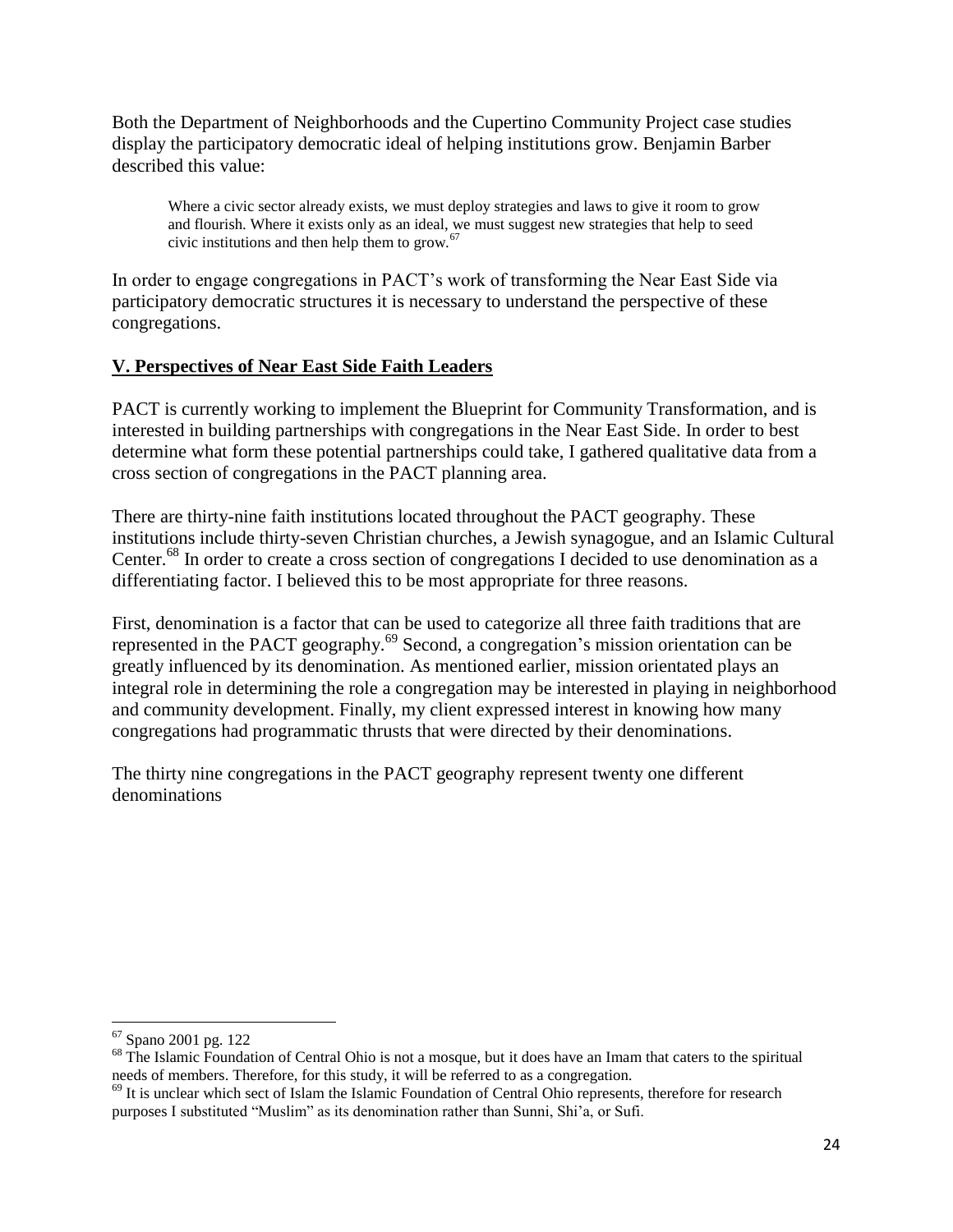Both the Department of Neighborhoods and the Cupertino Community Project case studies display the participatory democratic ideal of helping institutions grow. Benjamin Barber described this value:

> Where a civic sector already exists, we must deploy strategies and laws to give it room to grow and flourish. Where it exists only as an ideal, we must suggest new strategies that help to seed civic institutions and then help them to grow.[67]

In order to engage congregations in PACT's work of transforming the Near East Side via participatory democratic structures it is necessary to understand the perspective of these congregations.

## V. Perspectives of Near East Side Faith Leaders

PACT is currently working to implement the Blueprint for Community Transformation, and is interested in building partnerships with congregations in the Near East Side. In order to best determine what form these potential partnerships could take, I gathered qualitative data from a cross section of congregations in the PACT planning area.

There are thirty-nine faith institutions located throughout the PACT geography. These institutions include thirty-seven Christian churches, a Jewish synagogue, and an Islamic Cultural Center.[68] In order to create a cross section of congregations I decided to use denomination as a differentiating factor. I believed this to be most appropriate for three reasons.

First, denomination is a factor that can be used to categorize all three faith traditions that are represented in the PACT geography.[69] Second, a congregation's mission orientation can be greatly influenced by its denomination. As mentioned earlier, mission orientated plays an integral role in determining the role a congregation may be interested in playing in neighborhood and community development. Finally, my client expressed interest in knowing how many congregations had programmatic thrusts that were directed by their denominations.

The thirty nine congregations in the PACT geography represent twenty one different denominations

---

[67] Spano 2001 pg. 122

[68] The Islamic Foundation of Central Ohio is not a mosque, but it does have an Imam that caters to the spiritual needs of members. Therefore, for this study, it will be referred to as a congregation.

[69] It is unclear which sect of Islam the Islamic Foundation of Central Ohio represents, therefore for research purposes I substituted "Muslim" as its denomination rather than Sunni, Shi'a, or Sufi.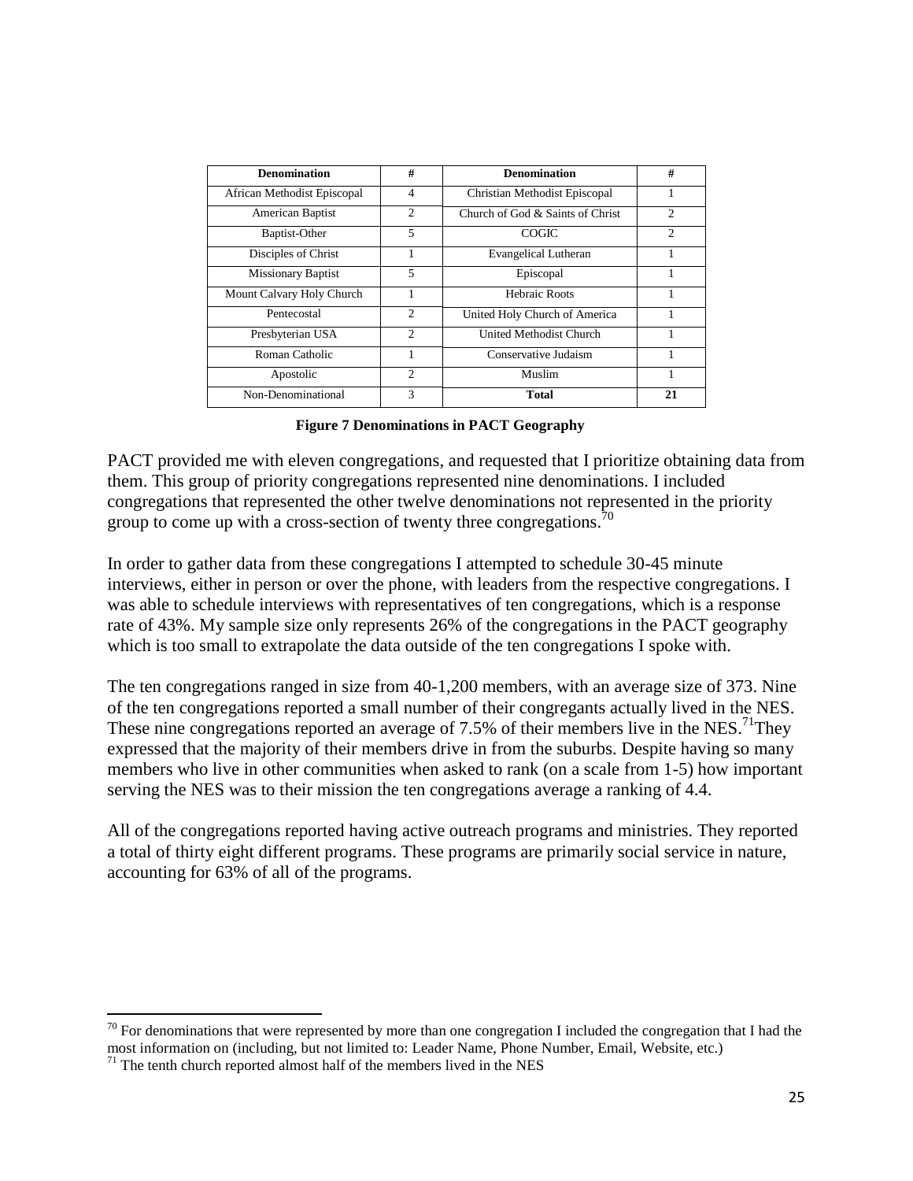| Denomination | # | Denomination | # |
|---|---|---|---|
| African Methodist Episcopal | 4 | Christian Methodist Episcopal | 1 |
| American Baptist | 2 | Church of God & Saints of Christ | 2 |
| Baptist-Other | 5 | COGIC | 2 |
| Disciples of Christ | 1 | Evangelical Lutheran | 1 |
| Missionary Baptist | 5 | Episcopal | 1 |
| Mount Calvary Holy Church | 1 | Hebraic Roots | 1 |
| Pentecostal | 2 | United Holy Church of America | 1 |
| Presbyterian USA | 2 | United Methodist Church | 1 |
| Roman Catholic | 1 | Conservative Judaism | 1 |
| Apostolic | 2 | Muslim | 1 |
| Non-Denominational | 3 | **Total** | **21** |

**Figure 7 Denominations in PACT Geography**

PACT provided me with eleven congregations, and requested that I prioritize obtaining data from them. This group of priority congregations represented nine denominations. I included congregations that represented the other twelve denominations not represented in the priority group to come up with a cross-section of twenty three congregations.[70]

In order to gather data from these congregations I attempted to schedule 30-45 minute interviews, either in person or over the phone, with leaders from the respective congregations. I was able to schedule interviews with representatives of ten congregations, which is a response rate of 43%. My sample size only represents 26% of the congregations in the PACT geography which is too small to extrapolate the data outside of the ten congregations I spoke with.

The ten congregations ranged in size from 40-1,200 members, with an average size of 373. Nine of the ten congregations reported a small number of their congregants actually lived in the NES. These nine congregations reported an average of 7.5% of their members live in the NES.[71]They expressed that the majority of their members drive in from the suburbs. Despite having so many members who live in other communities when asked to rank (on a scale from 1-5) how important serving the NES was to their mission the ten congregations average a ranking of 4.4.

All of the congregations reported having active outreach programs and ministries. They reported a total of thirty eight different programs. These programs are primarily social service in nature, accounting for 63% of all of the programs.

[70] For denominations that were represented by more than one congregation I included the congregation that I had the most information on (including, but not limited to: Leader Name, Phone Number, Email, Website, etc.)

[71] The tenth church reported almost half of the members lived in the NES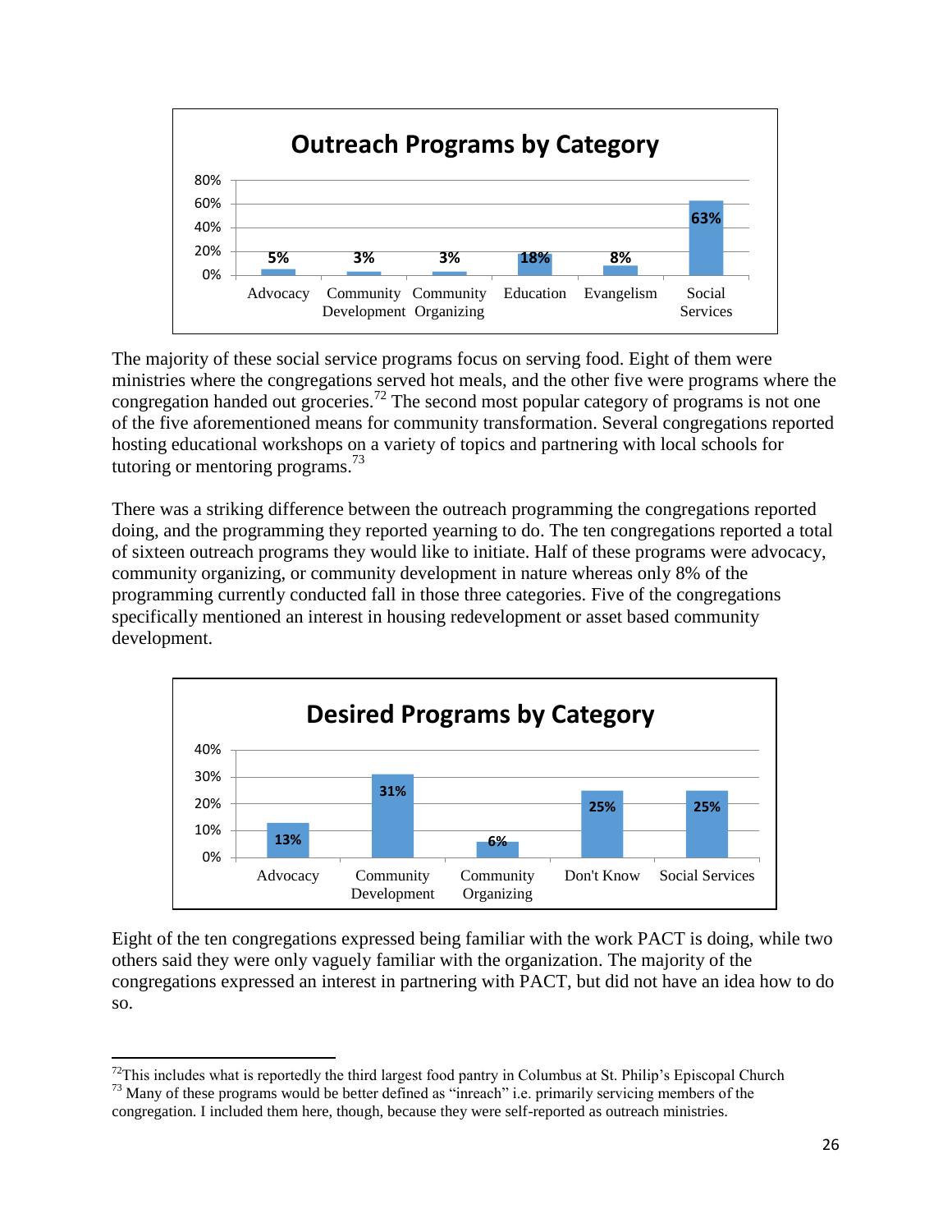**Outreach Programs by Category**

| Category | Percentage |
|---|---|
| Advocacy | 5% |
| Community Development | 3% |
| Community Organizing | 3% |
| Education | 18% |
| Evangelism | 8% |
| Social Services | 63% |

The majority of these social service programs focus on serving food. Eight of them were ministries where the congregations served hot meals, and the other five were programs where the congregation handed out groceries.[72] The second most popular category of programs is not one of the five aforementioned means for community transformation. Several congregations reported hosting educational workshops on a variety of topics and partnering with local schools for tutoring or mentoring programs.[73]

There was a striking difference between the outreach programming the congregations reported doing, and the programming they reported yearning to do. The ten congregations reported a total of sixteen outreach programs they would like to initiate. Half of these programs were advocacy, community organizing, or community development in nature whereas only 8% of the programming currently conducted fall in those three categories. Five of the congregations specifically mentioned an interest in housing redevelopment or asset based community development.

**Desired Programs by Category**

| Category | Percentage |
|---|---|
| Advocacy | 13% |
| Community Development | 31% |
| Community Organizing | 6% |
| Don't Know | 25% |
| Social Services | 25% |

Eight of the ten congregations expressed being familiar with the work PACT is doing, while two others said they were only vaguely familiar with the organization. The majority of the congregations expressed an interest in partnering with PACT, but did not have an idea how to do so.

---

[72] This includes what is reportedly the third largest food pantry in Columbus at St. Philip's Episcopal Church

[73] Many of these programs would be better defined as "inreach" i.e. primarily servicing members of the congregation. I included them here, though, because they were self-reported as outreach ministries.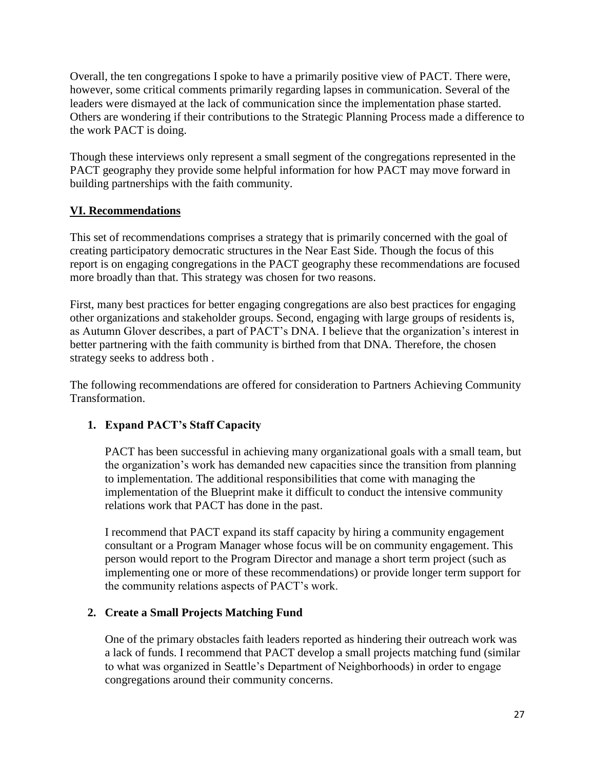Overall, the ten congregations I spoke to have a primarily positive view of PACT. There were, however, some critical comments primarily regarding lapses in communication. Several of the leaders were dismayed at the lack of communication since the implementation phase started. Others are wondering if their contributions to the Strategic Planning Process made a difference to the work PACT is doing.

Though these interviews only represent a small segment of the congregations represented in the PACT geography they provide some helpful information for how PACT may move forward in building partnerships with the faith community.

## VI. Recommendations

This set of recommendations comprises a strategy that is primarily concerned with the goal of creating participatory democratic structures in the Near East Side. Though the focus of this report is on engaging congregations in the PACT geography these recommendations are focused more broadly than that. This strategy was chosen for two reasons.

First, many best practices for better engaging congregations are also best practices for engaging other organizations and stakeholder groups. Second, engaging with large groups of residents is, as Autumn Glover describes, a part of PACT's DNA. I believe that the organization's interest in better partnering with the faith community is birthed from that DNA. Therefore, the chosen strategy seeks to address both .

The following recommendations are offered for consideration to Partners Achieving Community Transformation.

1. **Expand PACT's Staff Capacity**

   PACT has been successful in achieving many organizational goals with a small team, but the organization's work has demanded new capacities since the transition from planning to implementation. The additional responsibilities that come with managing the implementation of the Blueprint make it difficult to conduct the intensive community relations work that PACT has done in the past.

   I recommend that PACT expand its staff capacity by hiring a community engagement consultant or a Program Manager whose focus will be on community engagement. This person would report to the Program Director and manage a short term project (such as implementing one or more of these recommendations) or provide longer term support for the community relations aspects of PACT's work.

2. **Create a Small Projects Matching Fund**

   One of the primary obstacles faith leaders reported as hindering their outreach work was a lack of funds. I recommend that PACT develop a small projects matching fund (similar to what was organized in Seattle's Department of Neighborhoods) in order to engage congregations around their community concerns.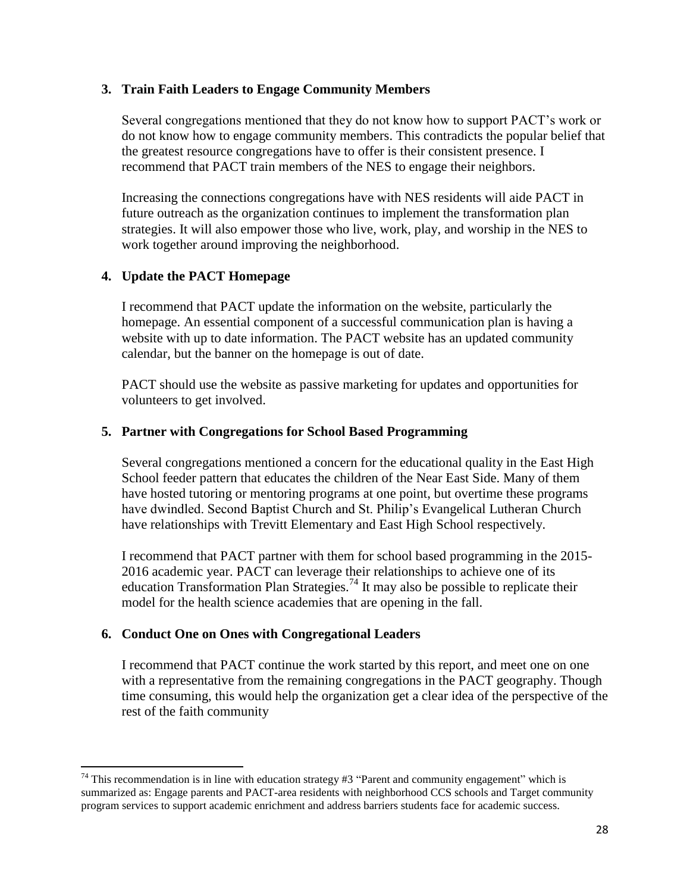### 3. Train Faith Leaders to Engage Community Members

Several congregations mentioned that they do not know how to support PACT's work or do not know how to engage community members. This contradicts the popular belief that the greatest resource congregations have to offer is their consistent presence. I recommend that PACT train members of the NES to engage their neighbors.

Increasing the connections congregations have with NES residents will aide PACT in future outreach as the organization continues to implement the transformation plan strategies. It will also empower those who live, work, play, and worship in the NES to work together around improving the neighborhood.

### 4. Update the PACT Homepage

I recommend that PACT update the information on the website, particularly the homepage. An essential component of a successful communication plan is having a website with up to date information. The PACT website has an updated community calendar, but the banner on the homepage is out of date.

PACT should use the website as passive marketing for updates and opportunities for volunteers to get involved.

### 5. Partner with Congregations for School Based Programming

Several congregations mentioned a concern for the educational quality in the East High School feeder pattern that educates the children of the Near East Side. Many of them have hosted tutoring or mentoring programs at one point, but overtime these programs have dwindled. Second Baptist Church and St. Philip's Evangelical Lutheran Church have relationships with Trevitt Elementary and East High School respectively.

I recommend that PACT partner with them for school based programming in the 2015-2016 academic year. PACT can leverage their relationships to achieve one of its education Transformation Plan Strategies.[74] It may also be possible to replicate their model for the health science academies that are opening in the fall.

### 6. Conduct One on Ones with Congregational Leaders

I recommend that PACT continue the work started by this report, and meet one on one with a representative from the remaining congregations in the PACT geography. Though time consuming, this would help the organization get a clear idea of the perspective of the rest of the faith community

---

[74] This recommendation is in line with education strategy #3 "Parent and community engagement" which is summarized as: Engage parents and PACT-area residents with neighborhood CCS schools and Target community program services to support academic enrichment and address barriers students face for academic success.